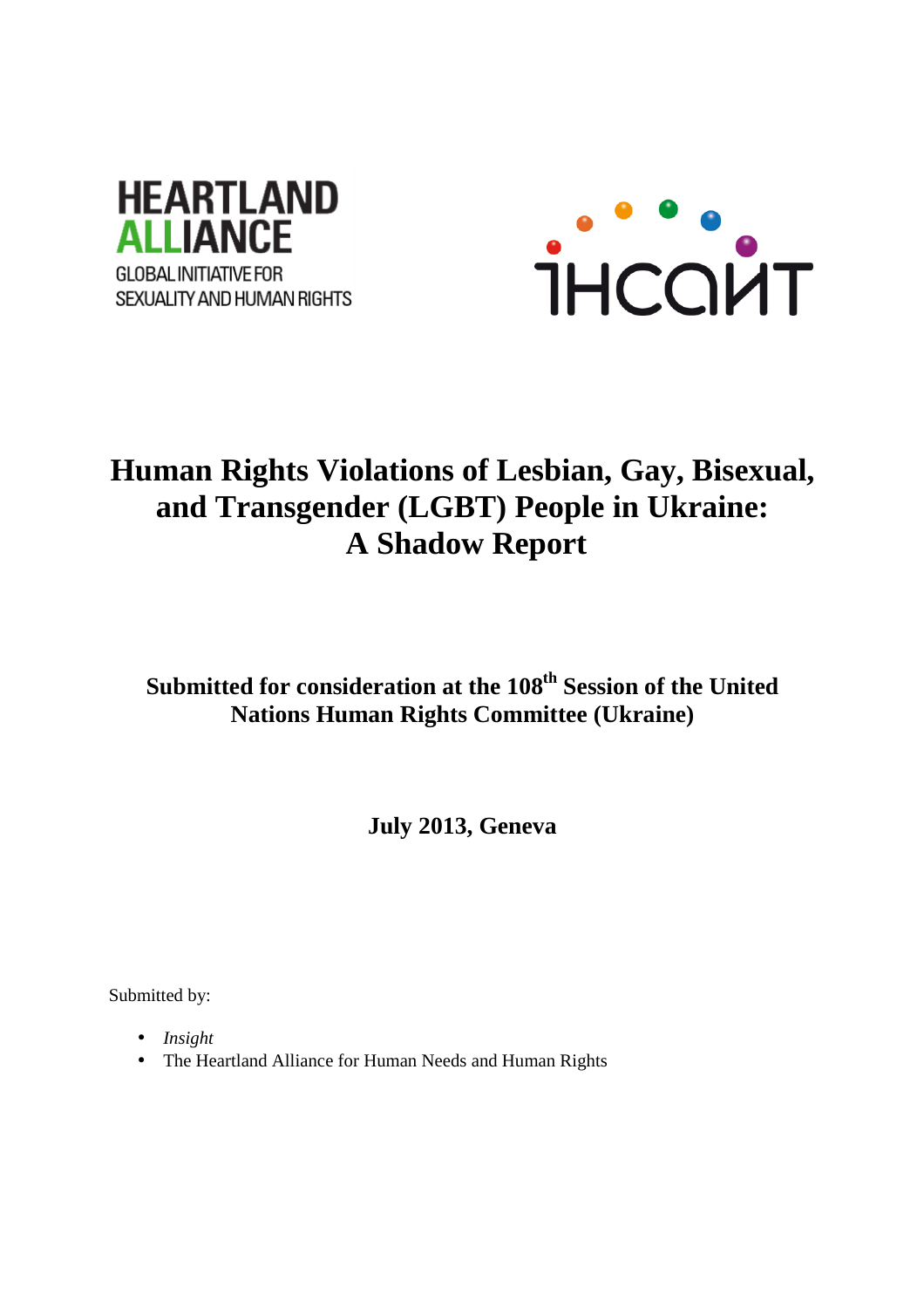HEARTLAND ALLIANCE
GLOBAL INITIATIVE FOR SEXUALITY AND HUMAN RIGHTS

ІНСАЙТ

# Human Rights Violations of Lesbian, Gay, Bisexual, and Transgender (LGBT) People in Ukraine: A Shadow Report

## Submitted for consideration at the 108th Session of the United Nations Human Rights Committee (Ukraine)

**July 2013, Geneva**

Submitted by:

- *Insight*
- The Heartland Alliance for Human Needs and Human Rights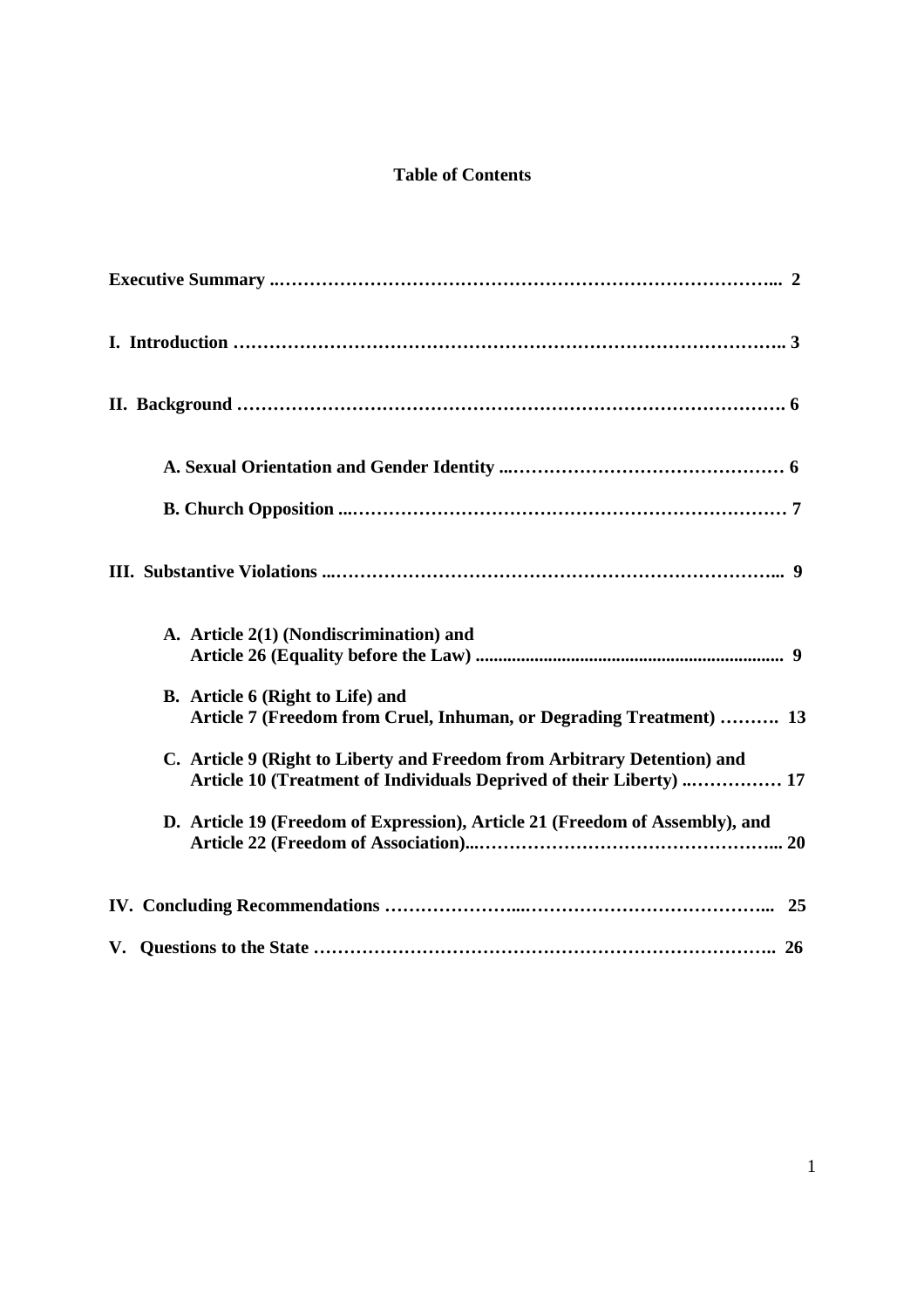**Table of Contents**

**Executive Summary ..…………………………………………………………………... 2**

**I. Introduction …………………………………………………………………………….. 3**

**II. Background ……………………………………………………………………………. 6**

- **A. Sexual Orientation and Gender Identity ...……………………………………… 6**
- **B. Church Opposition ...…………………………………………………………… 7**

**III. Substantive Violations ...…………………………………………………………... 9**

- **A. Article 2(1) (Nondiscrimination) and Article 26 (Equality before the Law) .................................................................... 9**
- **B. Article 6 (Right to Life) and Article 7 (Freedom from Cruel, Inhuman, or Degrading Treatment) ………. 13**
- **C. Article 9 (Right to Liberty and Freedom from Arbitrary Detention) and Article 10 (Treatment of Individuals Deprived of their Liberty) ..…………… 17**
- **D. Article 19 (Freedom of Expression), Article 21 (Freedom of Assembly), and Article 22 (Freedom of Association)...…………………………………………... 20**

**IV. Concluding Recommendations …………………...…………………………………... 25**

**V. Questions to the State ………………………………………………………………….. 26**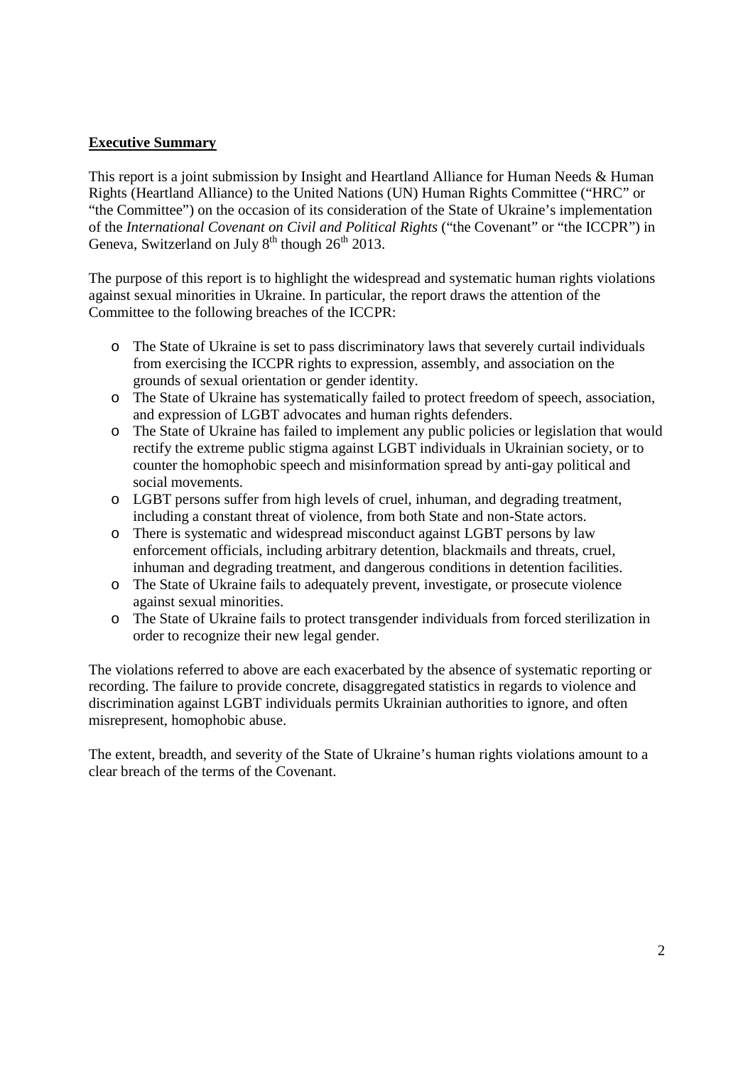## **Executive Summary**

This report is a joint submission by Insight and Heartland Alliance for Human Needs & Human Rights (Heartland Alliance) to the United Nations (UN) Human Rights Committee ("HRC" or "the Committee") on the occasion of its consideration of the State of Ukraine's implementation of the *International Covenant on Civil and Political Rights* ("the Covenant" or "the ICCPR") in Geneva, Switzerland on July 8th though 26th 2013.

The purpose of this report is to highlight the widespread and systematic human rights violations against sexual minorities in Ukraine. In particular, the report draws the attention of the Committee to the following breaches of the ICCPR:

- The State of Ukraine is set to pass discriminatory laws that severely curtail individuals from exercising the ICCPR rights to expression, assembly, and association on the grounds of sexual orientation or gender identity.
- The State of Ukraine has systematically failed to protect freedom of speech, association, and expression of LGBT advocates and human rights defenders.
- The State of Ukraine has failed to implement any public policies or legislation that would rectify the extreme public stigma against LGBT individuals in Ukrainian society, or to counter the homophobic speech and misinformation spread by anti-gay political and social movements.
- LGBT persons suffer from high levels of cruel, inhuman, and degrading treatment, including a constant threat of violence, from both State and non-State actors.
- There is systematic and widespread misconduct against LGBT persons by law enforcement officials, including arbitrary detention, blackmails and threats, cruel, inhuman and degrading treatment, and dangerous conditions in detention facilities.
- The State of Ukraine fails to adequately prevent, investigate, or prosecute violence against sexual minorities.
- The State of Ukraine fails to protect transgender individuals from forced sterilization in order to recognize their new legal gender.

The violations referred to above are each exacerbated by the absence of systematic reporting or recording. The failure to provide concrete, disaggregated statistics in regards to violence and discrimination against LGBT individuals permits Ukrainian authorities to ignore, and often misrepresent, homophobic abuse.

The extent, breadth, and severity of the State of Ukraine's human rights violations amount to a clear breach of the terms of the Covenant.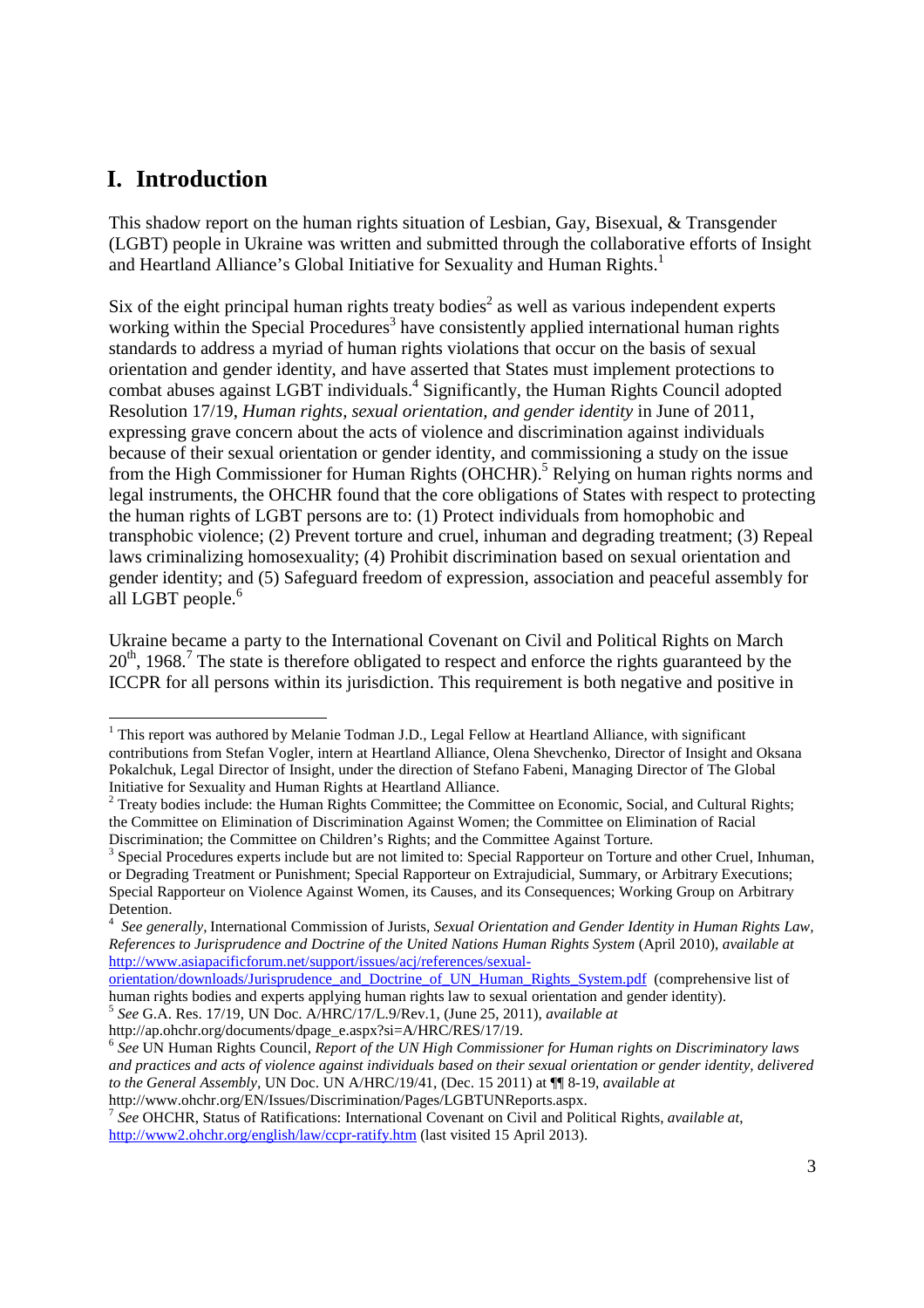# I. Introduction

This shadow report on the human rights situation of Lesbian, Gay, Bisexual, & Transgender (LGBT) people in Ukraine was written and submitted through the collaborative efforts of Insight and Heartland Alliance's Global Initiative for Sexuality and Human Rights.[1]

Six of the eight principal human rights treaty bodies[2] as well as various independent experts working within the Special Procedures[3] have consistently applied international human rights standards to address a myriad of human rights violations that occur on the basis of sexual orientation and gender identity, and have asserted that States must implement protections to combat abuses against LGBT individuals.[4] Significantly, the Human Rights Council adopted Resolution 17/19, *Human rights, sexual orientation, and gender identity* in June of 2011, expressing grave concern about the acts of violence and discrimination against individuals because of their sexual orientation or gender identity, and commissioning a study on the issue from the High Commissioner for Human Rights (OHCHR).[5] Relying on human rights norms and legal instruments, the OHCHR found that the core obligations of States with respect to protecting the human rights of LGBT persons are to: (1) Protect individuals from homophobic and transphobic violence; (2) Prevent torture and cruel, inhuman and degrading treatment; (3) Repeal laws criminalizing homosexuality; (4) Prohibit discrimination based on sexual orientation and gender identity; and (5) Safeguard freedom of expression, association and peaceful assembly for all LGBT people.[6]

Ukraine became a party to the International Covenant on Civil and Political Rights on March 20th, 1968.[7] The state is therefore obligated to respect and enforce the rights guaranteed by the ICCPR for all persons within its jurisdiction. This requirement is both negative and positive in

---

[1] This report was authored by Melanie Todman J.D., Legal Fellow at Heartland Alliance, with significant contributions from Stefan Vogler, intern at Heartland Alliance, Olena Shevchenko, Director of Insight and Oksana Pokalchuk, Legal Director of Insight, under the direction of Stefano Fabeni, Managing Director of The Global Initiative for Sexuality and Human Rights at Heartland Alliance.

[2] Treaty bodies include: the Human Rights Committee; the Committee on Economic, Social, and Cultural Rights; the Committee on Elimination of Discrimination Against Women; the Committee on Elimination of Racial Discrimination; the Committee on Children's Rights; and the Committee Against Torture.

[3] Special Procedures experts include but are not limited to: Special Rapporteur on Torture and other Cruel, Inhuman, or Degrading Treatment or Punishment; Special Rapporteur on Extrajudicial, Summary, or Arbitrary Executions; Special Rapporteur on Violence Against Women, its Causes, and its Consequences; Working Group on Arbitrary Detention.

[4] *See generally*, International Commission of Jurists, *Sexual Orientation and Gender Identity in Human Rights Law, References to Jurisprudence and Doctrine of the United Nations Human Rights System* (April 2010), *available at* http://www.asiapacificforum.net/support/issues/acj/references/sexual-orientation/downloads/Jurisprudence_and_Doctrine_of_UN_Human_Rights_System.pdf (comprehensive list of human rights bodies and experts applying human rights law to sexual orientation and gender identity).

[5] *See* G.A. Res. 17/19, UN Doc. A/HRC/17/L.9/Rev.1, (June 25, 2011), *available at* http://ap.ohchr.org/documents/dpage_e.aspx?si=A/HRC/RES/17/19.

[6] *See* UN Human Rights Council, *Report of the UN High Commissioner for Human rights on Discriminatory laws and practices and acts of violence against individuals based on their sexual orientation or gender identity, delivered to the General Assembly*, UN Doc. UN A/HRC/19/41, (Dec. 15 2011) at ¶¶ 8-19, *available at* http://www.ohchr.org/EN/Issues/Discrimination/Pages/LGBTUNReports.aspx.

[7] *See* OHCHR, Status of Ratifications: International Covenant on Civil and Political Rights, *available at*, http://www2.ohchr.org/english/law/ccpr-ratify.htm (last visited 15 April 2013).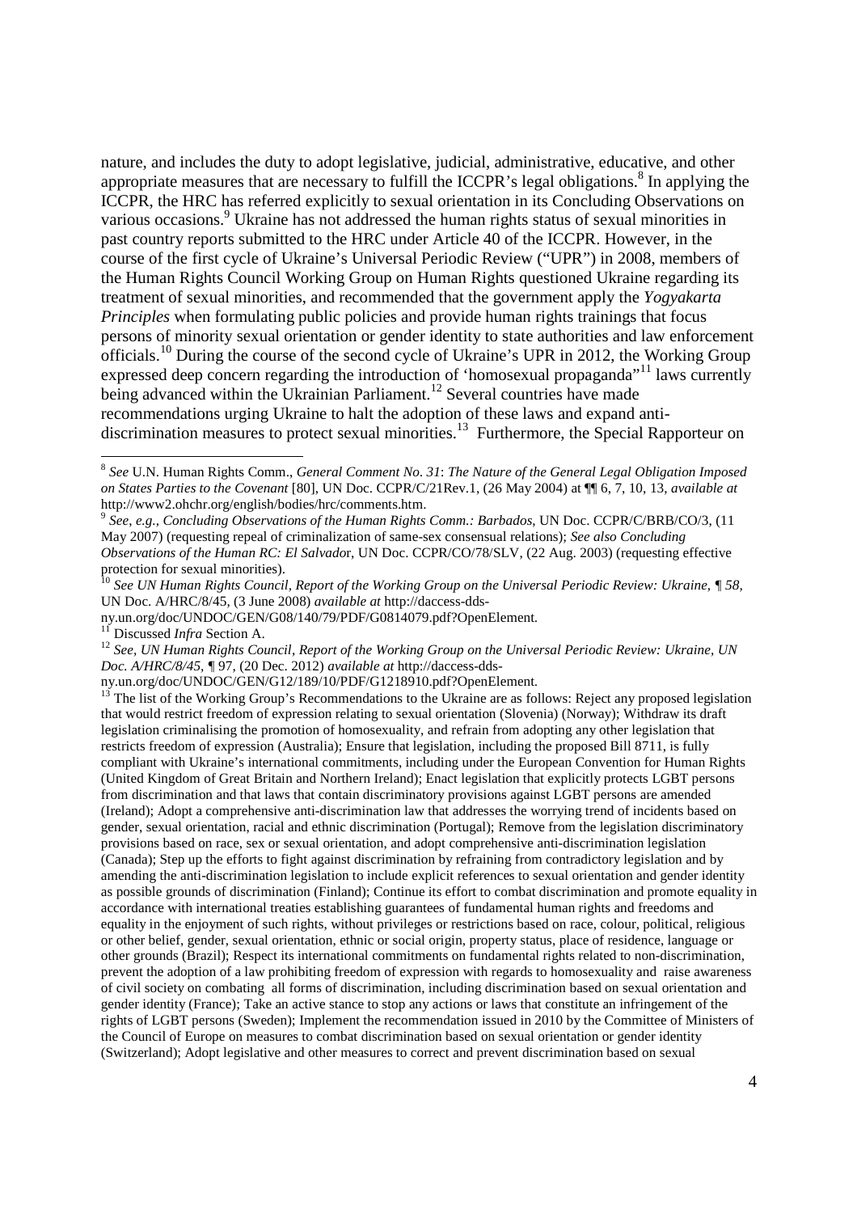nature, and includes the duty to adopt legislative, judicial, administrative, educative, and other appropriate measures that are necessary to fulfill the ICCPR's legal obligations.[8] In applying the ICCPR, the HRC has referred explicitly to sexual orientation in its Concluding Observations on various occasions.[9] Ukraine has not addressed the human rights status of sexual minorities in past country reports submitted to the HRC under Article 40 of the ICCPR. However, in the course of the first cycle of Ukraine's Universal Periodic Review ("UPR") in 2008, members of the Human Rights Council Working Group on Human Rights questioned Ukraine regarding its treatment of sexual minorities, and recommended that the government apply the *Yogyakarta Principles* when formulating public policies and provide human rights trainings that focus persons of minority sexual orientation or gender identity to state authorities and law enforcement officials.[10] During the course of the second cycle of Ukraine's UPR in 2012, the Working Group expressed deep concern regarding the introduction of 'homosexual propaganda"[11] laws currently being advanced within the Ukrainian Parliament.[12] Several countries have made recommendations urging Ukraine to halt the adoption of these laws and expand anti-discrimination measures to protect sexual minorities.[13] Furthermore, the Special Rapporteur on

---

[8] *See* U.N. Human Rights Comm., *General Comment No. 31*: *The Nature of the General Legal Obligation Imposed on States Parties to the Covenant* [80], UN Doc. CCPR/C/21Rev.1, (26 May 2004) at ¶¶ 6, 7, 10, 13, *available at* http://www2.ohchr.org/english/bodies/hrc/comments.htm.

[9] *See, e.g., Concluding Observations of the Human Rights Comm.: Barbados*, UN Doc. CCPR/C/BRB/CO/3, (11 May 2007) (requesting repeal of criminalization of same-sex consensual relations); *See also Concluding Observations of the Human RC: El Salvado*r, UN Doc. CCPR/CO/78/SLV, (22 Aug. 2003) (requesting effective protection for sexual minorities).

[10] *See UN Human Rights Council, Report of the Working Group on the Universal Periodic Review: Ukraine, ¶ 58,* UN Doc. A/HRC/8/45, (3 June 2008) *available at* http://daccess-dds-ny.un.org/doc/UNDOC/GEN/G08/140/79/PDF/G0814079.pdf?OpenElement.

[11] Discussed *Infra* Section A.

[12] *See, UN Human Rights Council, Report of the Working Group on the Universal Periodic Review: Ukraine, UN Doc. A/HRC/8/45,* ¶ 97, (20 Dec. 2012) *available at* http://daccess-dds-ny.un.org/doc/UNDOC/GEN/G12/189/10/PDF/G1218910.pdf?OpenElement.

[13] The list of the Working Group's Recommendations to the Ukraine are as follows: Reject any proposed legislation that would restrict freedom of expression relating to sexual orientation (Slovenia) (Norway); Withdraw its draft legislation criminalising the promotion of homosexuality, and refrain from adopting any other legislation that restricts freedom of expression (Australia); Ensure that legislation, including the proposed Bill 8711, is fully compliant with Ukraine's international commitments, including under the European Convention for Human Rights (United Kingdom of Great Britain and Northern Ireland); Enact legislation that explicitly protects LGBT persons from discrimination and that laws that contain discriminatory provisions against LGBT persons are amended (Ireland); Adopt a comprehensive anti-discrimination law that addresses the worrying trend of incidents based on gender, sexual orientation, racial and ethnic discrimination (Portugal); Remove from the legislation discriminatory provisions based on race, sex or sexual orientation, and adopt comprehensive anti-discrimination legislation (Canada); Step up the efforts to fight against discrimination by refraining from contradictory legislation and by amending the anti-discrimination legislation to include explicit references to sexual orientation and gender identity as possible grounds of discrimination (Finland); Continue its effort to combat discrimination and promote equality in accordance with international treaties establishing guarantees of fundamental human rights and freedoms and equality in the enjoyment of such rights, without privileges or restrictions based on race, colour, political, religious or other belief, gender, sexual orientation, ethnic or social origin, property status, place of residence, language or other grounds (Brazil); Respect its international commitments on fundamental rights related to non-discrimination, prevent the adoption of a law prohibiting freedom of expression with regards to homosexuality and raise awareness of civil society on combating all forms of discrimination, including discrimination based on sexual orientation and gender identity (France); Take an active stance to stop any actions or laws that constitute an infringement of the rights of LGBT persons (Sweden); Implement the recommendation issued in 2010 by the Committee of Ministers of the Council of Europe on measures to combat discrimination based on sexual orientation or gender identity (Switzerland); Adopt legislative and other measures to correct and prevent discrimination based on sexual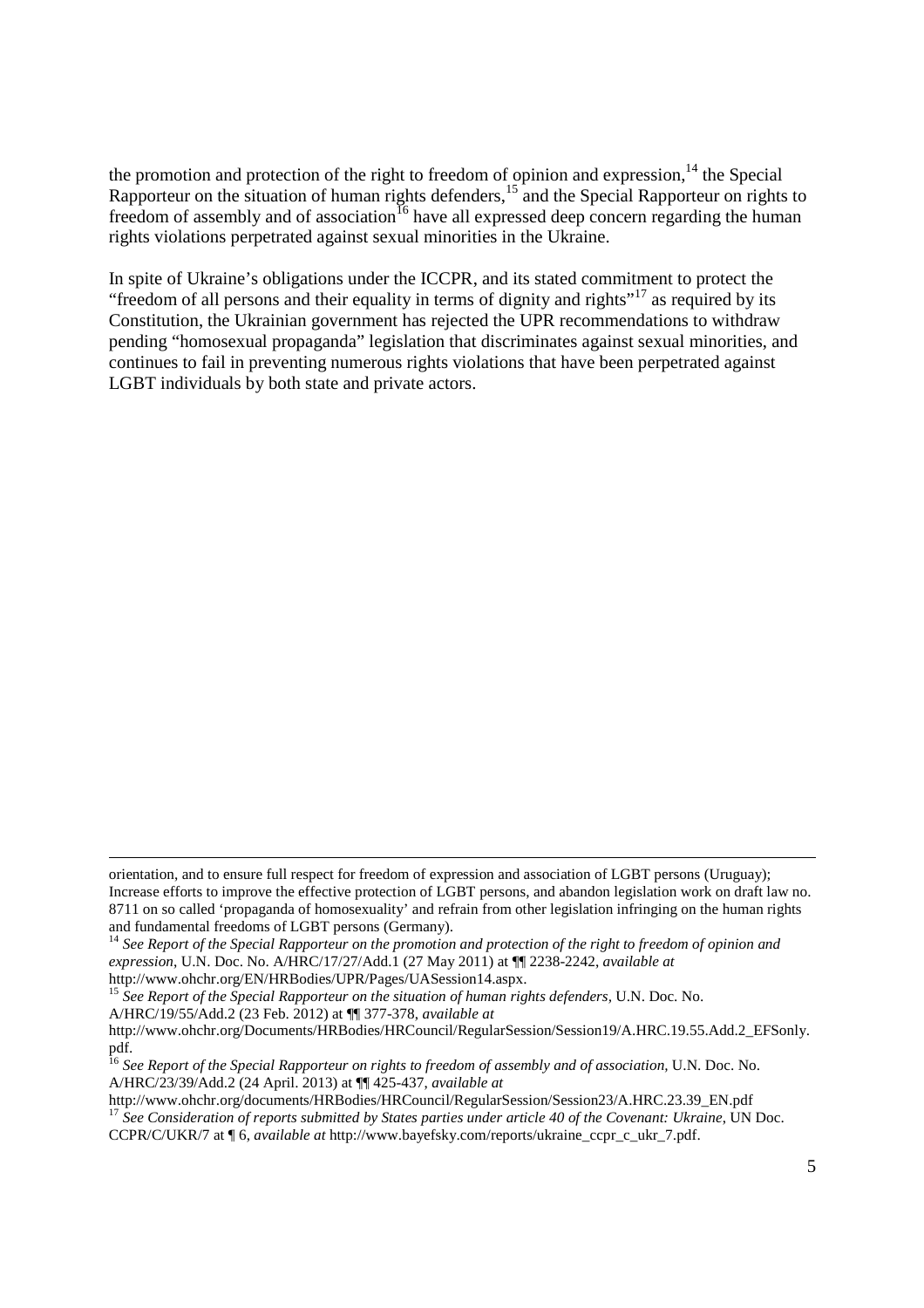the promotion and protection of the right to freedom of opinion and expression,[14] the Special Rapporteur on the situation of human rights defenders,[15] and the Special Rapporteur on rights to freedom of assembly and of association[16] have all expressed deep concern regarding the human rights violations perpetrated against sexual minorities in the Ukraine.

In spite of Ukraine's obligations under the ICCPR, and its stated commitment to protect the "freedom of all persons and their equality in terms of dignity and rights"[17] as required by its Constitution, the Ukrainian government has rejected the UPR recommendations to withdraw pending "homosexual propaganda" legislation that discriminates against sexual minorities, and continues to fail in preventing numerous rights violations that have been perpetrated against LGBT individuals by both state and private actors.

---

orientation, and to ensure full respect for freedom of expression and association of LGBT persons (Uruguay); Increase efforts to improve the effective protection of LGBT persons, and abandon legislation work on draft law no. 8711 on so called 'propaganda of homosexuality' and refrain from other legislation infringing on the human rights and fundamental freedoms of LGBT persons (Germany).

[14] *See Report of the Special Rapporteur on the promotion and protection of the right to freedom of opinion and expression*, U.N. Doc. No. A/HRC/17/27/Add.1 (27 May 2011) at ¶¶ 2238-2242, *available at* http://www.ohchr.org/EN/HRBodies/UPR/Pages/UASession14.aspx.

[15] *See Report of the Special Rapporteur on the situation of human rights defenders*, U.N. Doc. No. A/HRC/19/55/Add.2 (23 Feb. 2012) at ¶¶ 377-378, *available at* http://www.ohchr.org/Documents/HRBodies/HRCouncil/RegularSession/Session19/A.HRC.19.55.Add.2_EFSonly.pdf.

[16] *See Report of the Special Rapporteur on rights to freedom of assembly and of association*, U.N. Doc. No. A/HRC/23/39/Add.2 (24 April. 2013) at ¶¶ 425-437, *available at* http://www.ohchr.org/documents/HRBodies/HRCouncil/RegularSession/Session23/A.HRC.23.39_EN.pdf

[17] *See Consideration of reports submitted by States parties under article 40 of the Covenant: Ukraine*, UN Doc. CCPR/C/UKR/7 at ¶ 6, *available at* http://www.bayefsky.com/reports/ukraine_ccpr_c_ukr_7.pdf.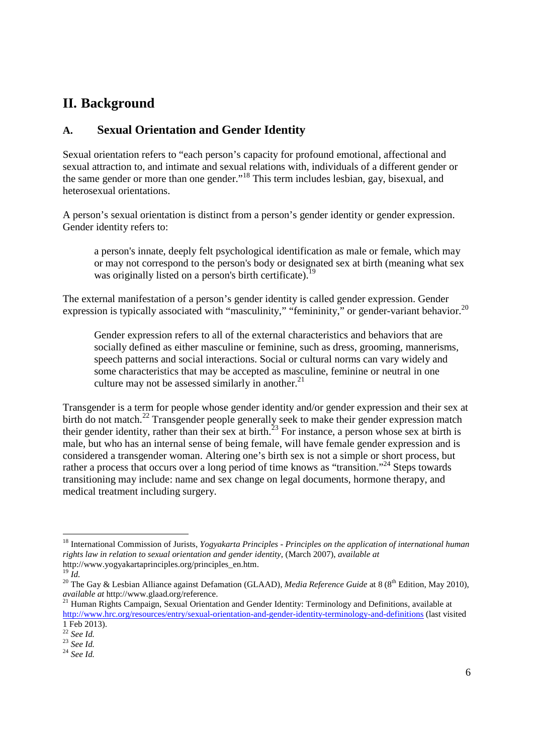## II. Background

### A. Sexual Orientation and Gender Identity

Sexual orientation refers to "each person's capacity for profound emotional, affectional and sexual attraction to, and intimate and sexual relations with, individuals of a different gender or the same gender or more than one gender."[18] This term includes lesbian, gay, bisexual, and heterosexual orientations.

A person's sexual orientation is distinct from a person's gender identity or gender expression. Gender identity refers to:

> a person's innate, deeply felt psychological identification as male or female, which may or may not correspond to the person's body or designated sex at birth (meaning what sex was originally listed on a person's birth certificate).[19]

The external manifestation of a person's gender identity is called gender expression. Gender expression is typically associated with "masculinity," "femininity," or gender-variant behavior.[20]

> Gender expression refers to all of the external characteristics and behaviors that are socially defined as either masculine or feminine, such as dress, grooming, mannerisms, speech patterns and social interactions. Social or cultural norms can vary widely and some characteristics that may be accepted as masculine, feminine or neutral in one culture may not be assessed similarly in another.[21]

Transgender is a term for people whose gender identity and/or gender expression and their sex at birth do not match.[22] Transgender people generally seek to make their gender expression match their gender identity, rather than their sex at birth.[23] For instance, a person whose sex at birth is male, but who has an internal sense of being female, will have female gender expression and is considered a transgender woman. Altering one's birth sex is not a simple or short process, but rather a process that occurs over a long period of time knows as "transition."[24] Steps towards transitioning may include: name and sex change on legal documents, hormone therapy, and medical treatment including surgery.

---

[18] International Commission of Jurists, *Yogyakarta Principles - Principles on the application of international human rights law in relation to sexual orientation and gender identity*, (March 2007), *available at* http://www.yogyakartaprinciples.org/principles_en.htm.

[19] *Id.*

[20] The Gay & Lesbian Alliance against Defamation (GLAAD), *Media Reference Guide* at 8 (8th Edition, May 2010), *available at* http://www.glaad.org/reference.

[21] Human Rights Campaign, Sexual Orientation and Gender Identity: Terminology and Definitions, available at http://www.hrc.org/resources/entry/sexual-orientation-and-gender-identity-terminology-and-definitions (last visited 1 Feb 2013).

[22] *See Id.*

[23] *See Id.*

[24] *See Id.*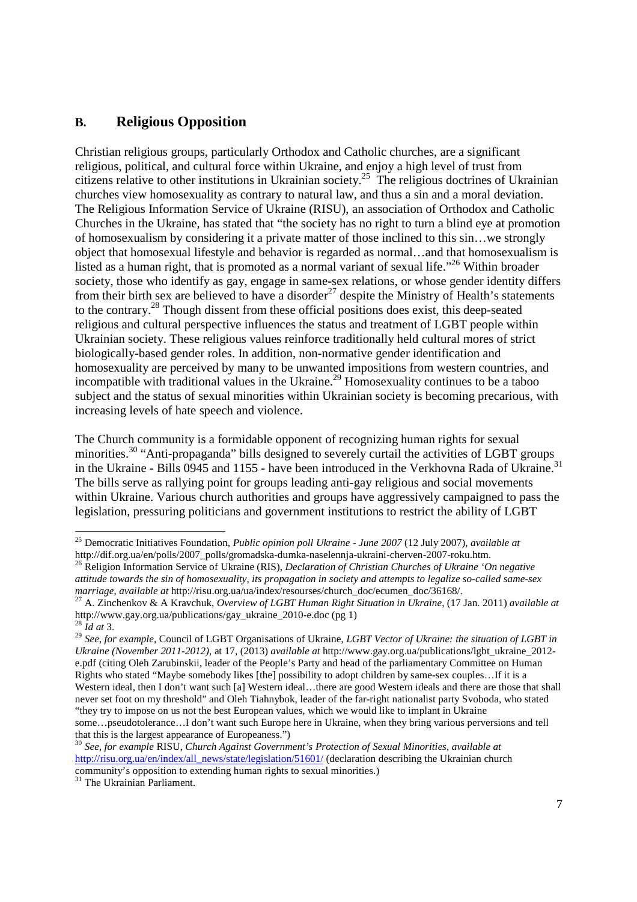## B. Religious Opposition

Christian religious groups, particularly Orthodox and Catholic churches, are a significant religious, political, and cultural force within Ukraine, and enjoy a high level of trust from citizens relative to other institutions in Ukrainian society.[25] The religious doctrines of Ukrainian churches view homosexuality as contrary to natural law, and thus a sin and a moral deviation. The Religious Information Service of Ukraine (RISU), an association of Orthodox and Catholic Churches in the Ukraine, has stated that "the society has no right to turn a blind eye at promotion of homosexualism by considering it a private matter of those inclined to this sin…we strongly object that homosexual lifestyle and behavior is regarded as normal…and that homosexualism is listed as a human right, that is promoted as a normal variant of sexual life."[26] Within broader society, those who identify as gay, engage in same-sex relations, or whose gender identity differs from their birth sex are believed to have a disorder[27] despite the Ministry of Health's statements to the contrary.[28] Though dissent from these official positions does exist, this deep-seated religious and cultural perspective influences the status and treatment of LGBT people within Ukrainian society. These religious values reinforce traditionally held cultural mores of strict biologically-based gender roles. In addition, non-normative gender identification and homosexuality are perceived by many to be unwanted impositions from western countries, and incompatible with traditional values in the Ukraine.[29] Homosexuality continues to be a taboo subject and the status of sexual minorities within Ukrainian society is becoming precarious, with increasing levels of hate speech and violence.

The Church community is a formidable opponent of recognizing human rights for sexual minorities.[30] "Anti-propaganda" bills designed to severely curtail the activities of LGBT groups in the Ukraine - Bills 0945 and 1155 - have been introduced in the Verkhovna Rada of Ukraine.[31] The bills serve as rallying point for groups leading anti-gay religious and social movements within Ukraine. Various church authorities and groups have aggressively campaigned to pass the legislation, pressuring politicians and government institutions to restrict the ability of LGBT

---

[25] Democratic Initiatives Foundation, *Public opinion poll Ukraine - June 2007* (12 July 2007), *available at* http://dif.org.ua/en/polls/2007_polls/gromadska-dumka-naselennja-ukraini-cherven-2007-roku.htm.

[26] Religion Information Service of Ukraine (RIS), *Declaration of Christian Churches of Ukraine 'On negative attitude towards the sin of homosexuality, its propagation in society and attempts to legalize so-called same-sex marriage*, *available at* http://risu.org.ua/ua/index/resourses/church_doc/ecumen_doc/36168/.

[27] A. Zinchenkov & A Kravchuk, *Overview of LGBT Human Right Situation in Ukraine*, (17 Jan. 2011) *available at* http://www.gay.org.ua/publications/gay_ukraine_2010-e.doc (pg 1)

[28] *Id at* 3.

[29] *See, for example*, Council of LGBT Organisations of Ukraine, *LGBT Vector of Ukraine: the situation of LGBT in Ukraine (November 2011-2012)*, at 17, (2013) *available at* http://www.gay.org.ua/publications/lgbt_ukraine_2012-e.pdf (citing Oleh Zarubinskii, leader of the People's Party and head of the parliamentary Committee on Human Rights who stated "Maybe somebody likes [the] possibility to adopt children by same-sex couples…If it is a Western ideal, then I don't want such [a] Western ideal…there are good Western ideals and there are those that shall never set foot on my threshold" and Oleh Tiahnybok, leader of the far-right nationalist party Svoboda, who stated "they try to impose on us not the best European values, which we would like to implant in Ukraine some…pseudotolerance…I don't want such Europe here in Ukraine, when they bring various perversions and tell that this is the largest appearance of Europeaness.")

[30] *See, for example* RISU, *Church Against Government's Protection of Sexual Minorities*, *available at* http://risu.org.ua/en/index/all_news/state/legislation/51601/ (declaration describing the Ukrainian church community's opposition to extending human rights to sexual minorities.)

[31] The Ukrainian Parliament.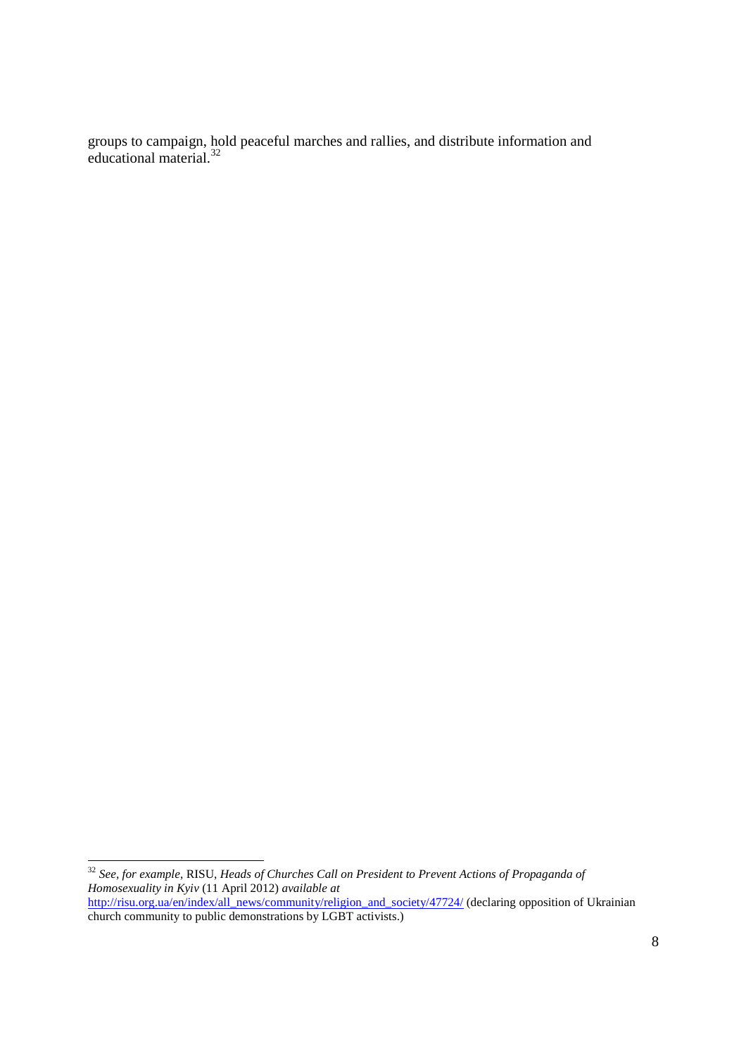groups to campaign, hold peaceful marches and rallies, and distribute information and educational material.[32]

---

[32] *See, for example*, RISU, *Heads of Churches Call on President to Prevent Actions of Propaganda of Homosexuality in Kyiv* (11 April 2012) *available at* http://risu.org.ua/en/index/all_news/community/religion_and_society/47724/ (declaring opposition of Ukrainian church community to public demonstrations by LGBT activists.)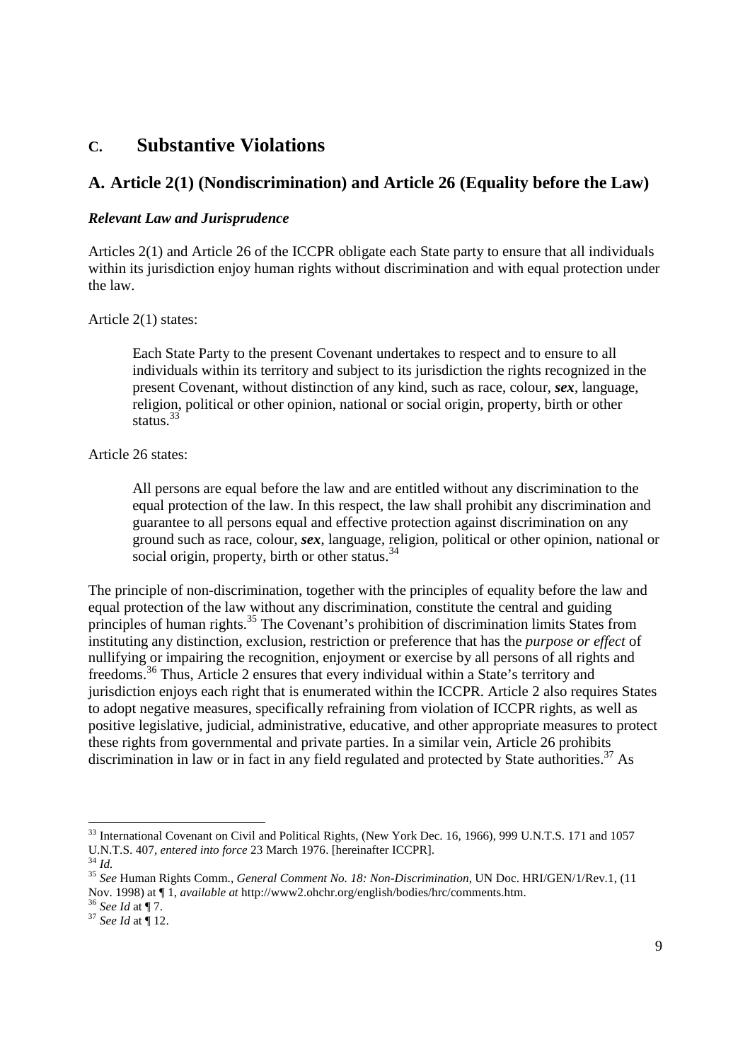## C. Substantive Violations

## A. Article 2(1) (Nondiscrimination) and Article 26 (Equality before the Law)

### *Relevant Law and Jurisprudence*

Articles 2(1) and Article 26 of the ICCPR obligate each State party to ensure that all individuals within its jurisdiction enjoy human rights without discrimination and with equal protection under the law.

Article 2(1) states:

> Each State Party to the present Covenant undertakes to respect and to ensure to all individuals within its territory and subject to its jurisdiction the rights recognized in the present Covenant, without distinction of any kind, such as race, colour, ***sex***, language, religion, political or other opinion, national or social origin, property, birth or other status.[33]

Article 26 states:

> All persons are equal before the law and are entitled without any discrimination to the equal protection of the law. In this respect, the law shall prohibit any discrimination and guarantee to all persons equal and effective protection against discrimination on any ground such as race, colour, ***sex***, language, religion, political or other opinion, national or social origin, property, birth or other status.[34]

The principle of non-discrimination, together with the principles of equality before the law and equal protection of the law without any discrimination, constitute the central and guiding principles of human rights.[35] The Covenant's prohibition of discrimination limits States from instituting any distinction, exclusion, restriction or preference that has the *purpose or effect* of nullifying or impairing the recognition, enjoyment or exercise by all persons of all rights and freedoms.[36] Thus, Article 2 ensures that every individual within a State's territory and jurisdiction enjoys each right that is enumerated within the ICCPR. Article 2 also requires States to adopt negative measures, specifically refraining from violation of ICCPR rights, as well as positive legislative, judicial, administrative, educative, and other appropriate measures to protect these rights from governmental and private parties. In a similar vein, Article 26 prohibits discrimination in law or in fact in any field regulated and protected by State authorities.[37] As

---

[33] International Covenant on Civil and Political Rights, (New York Dec. 16, 1966), 999 U.N.T.S. 171 and 1057 U.N.T.S. 407, *entered into force* 23 March 1976. [hereinafter ICCPR].

[34] *Id.*

[35] *See* Human Rights Comm., *General Comment No. 18: Non-Discrimination*, UN Doc. HRI/GEN/1/Rev.1, (11 Nov. 1998) at ¶ 1, *available at* http://www2.ohchr.org/english/bodies/hrc/comments.htm.

[36] *See Id* at ¶ 7.

[37] *See Id* at ¶ 12.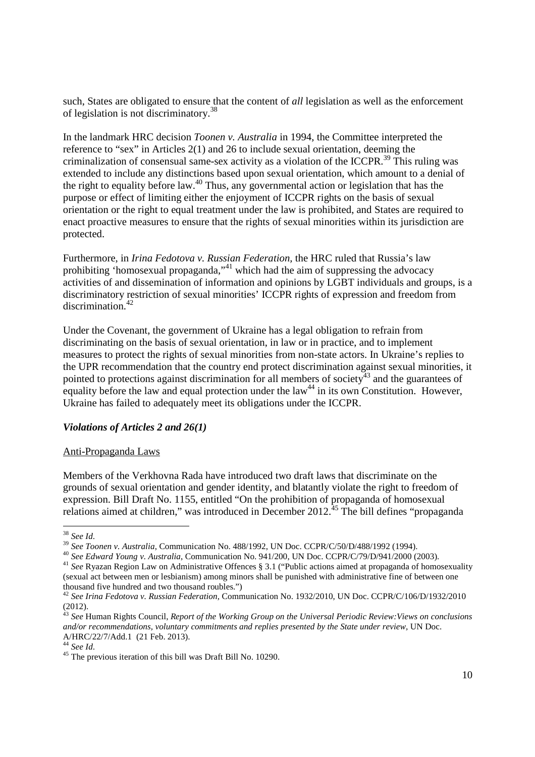such, States are obligated to ensure that the content of *all* legislation as well as the enforcement of legislation is not discriminatory.[38]

In the landmark HRC decision *Toonen v. Australia* in 1994, the Committee interpreted the reference to "sex" in Articles 2(1) and 26 to include sexual orientation, deeming the criminalization of consensual same-sex activity as a violation of the ICCPR.[39] This ruling was extended to include any distinctions based upon sexual orientation, which amount to a denial of the right to equality before law.[40] Thus, any governmental action or legislation that has the purpose or effect of limiting either the enjoyment of ICCPR rights on the basis of sexual orientation or the right to equal treatment under the law is prohibited, and States are required to enact proactive measures to ensure that the rights of sexual minorities within its jurisdiction are protected.

Furthermore, in *Irina Fedotova v. Russian Federation*, the HRC ruled that Russia's law prohibiting 'homosexual propaganda,"[41] which had the aim of suppressing the advocacy activities of and dissemination of information and opinions by LGBT individuals and groups, is a discriminatory restriction of sexual minorities' ICCPR rights of expression and freedom from discrimination.[42]

Under the Covenant, the government of Ukraine has a legal obligation to refrain from discriminating on the basis of sexual orientation, in law or in practice, and to implement measures to protect the rights of sexual minorities from non-state actors. In Ukraine's replies to the UPR recommendation that the country end protect discrimination against sexual minorities, it pointed to protections against discrimination for all members of society[43] and the guarantees of equality before the law and equal protection under the law[44] in its own Constitution. However, Ukraine has failed to adequately meet its obligations under the ICCPR.

### *Violations of Articles 2 and 26(1)*

#### Anti-Propaganda Laws

Members of the Verkhovna Rada have introduced two draft laws that discriminate on the grounds of sexual orientation and gender identity, and blatantly violate the right to freedom of expression. Bill Draft No. 1155, entitled "On the prohibition of propaganda of homosexual relations aimed at children," was introduced in December 2012.[45] The bill defines "propaganda

---

[38] *See Id.*

[39] *See Toonen v. Australia*, Communication No. 488/1992, UN Doc. CCPR/C/50/D/488/1992 (1994).

[40] *See Edward Young v. Australia*, Communication No. 941/200, UN Doc. CCPR/C/79/D/941/2000 (2003).

[41] *See* Ryazan Region Law on Administrative Offences § 3.1 ("Public actions aimed at propaganda of homosexuality (sexual act between men or lesbianism) among minors shall be punished with administrative fine of between one thousand five hundred and two thousand roubles.")

[42] *See Irina Fedotova v. Russian Federation*, Communication No. 1932/2010, UN Doc. CCPR/C/106/D/1932/2010 (2012).

[43] *See* Human Rights Council, *Report of the Working Group on the Universal Periodic Review:Views on conclusions and/or recommendations, voluntary commitments and replies presented by the State under review*, UN Doc. A/HRC/22/7/Add.1 (21 Feb. 2013).

[44] *See Id.*

[45] The previous iteration of this bill was Draft Bill No. 10290.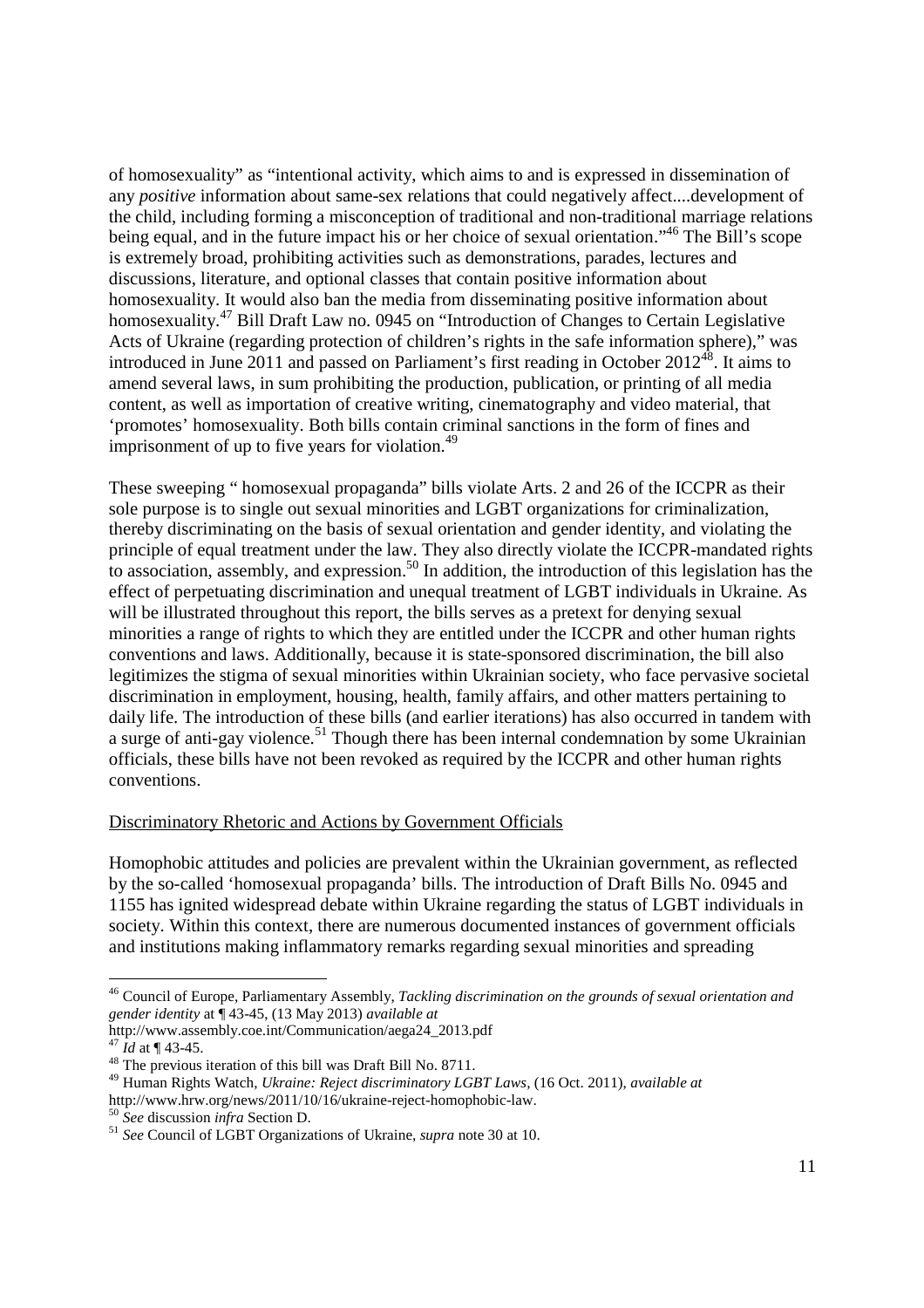of homosexuality" as "intentional activity, which aims to and is expressed in dissemination of any *positive* information about same-sex relations that could negatively affect....development of the child, including forming a misconception of traditional and non-traditional marriage relations being equal, and in the future impact his or her choice of sexual orientation."[46] The Bill's scope is extremely broad, prohibiting activities such as demonstrations, parades, lectures and discussions, literature, and optional classes that contain positive information about homosexuality. It would also ban the media from disseminating positive information about homosexuality.[47] Bill Draft Law no. 0945 on "Introduction of Changes to Certain Legislative Acts of Ukraine (regarding protection of children's rights in the safe information sphere)," was introduced in June 2011 and passed on Parliament's first reading in October 2012[48]. It aims to amend several laws, in sum prohibiting the production, publication, or printing of all media content, as well as importation of creative writing, cinematography and video material, that 'promotes' homosexuality. Both bills contain criminal sanctions in the form of fines and imprisonment of up to five years for violation.[49]

These sweeping " homosexual propaganda" bills violate Arts. 2 and 26 of the ICCPR as their sole purpose is to single out sexual minorities and LGBT organizations for criminalization, thereby discriminating on the basis of sexual orientation and gender identity, and violating the principle of equal treatment under the law. They also directly violate the ICCPR-mandated rights to association, assembly, and expression.[50] In addition, the introduction of this legislation has the effect of perpetuating discrimination and unequal treatment of LGBT individuals in Ukraine. As will be illustrated throughout this report, the bills serves as a pretext for denying sexual minorities a range of rights to which they are entitled under the ICCPR and other human rights conventions and laws. Additionally, because it is state-sponsored discrimination, the bill also legitimizes the stigma of sexual minorities within Ukrainian society, who face pervasive societal discrimination in employment, housing, health, family affairs, and other matters pertaining to daily life. The introduction of these bills (and earlier iterations) has also occurred in tandem with a surge of anti-gay violence.[51] Though there has been internal condemnation by some Ukrainian officials, these bills have not been revoked as required by the ICCPR and other human rights conventions.

<u>Discriminatory Rhetoric and Actions by Government Officials</u>

Homophobic attitudes and policies are prevalent within the Ukrainian government, as reflected by the so-called 'homosexual propaganda' bills. The introduction of Draft Bills No. 0945 and 1155 has ignited widespread debate within Ukraine regarding the status of LGBT individuals in society. Within this context, there are numerous documented instances of government officials and institutions making inflammatory remarks regarding sexual minorities and spreading

---

[46] Council of Europe, Parliamentary Assembly, *Tackling discrimination on the grounds of sexual orientation and gender identity* at ¶ 43-45, (13 May 2013) *available at* http://www.assembly.coe.int/Communication/aega24_2013.pdf

[47] *Id* at ¶ 43-45.

[48] The previous iteration of this bill was Draft Bill No. 8711.

[49] Human Rights Watch, *Ukraine: Reject discriminatory LGBT Laws*, (16 Oct. 2011), *available at* http://www.hrw.org/news/2011/10/16/ukraine-reject-homophobic-law.

[50] *See* discussion *infra* Section D.

[51] *See* Council of LGBT Organizations of Ukraine, *supra* note 30 at 10.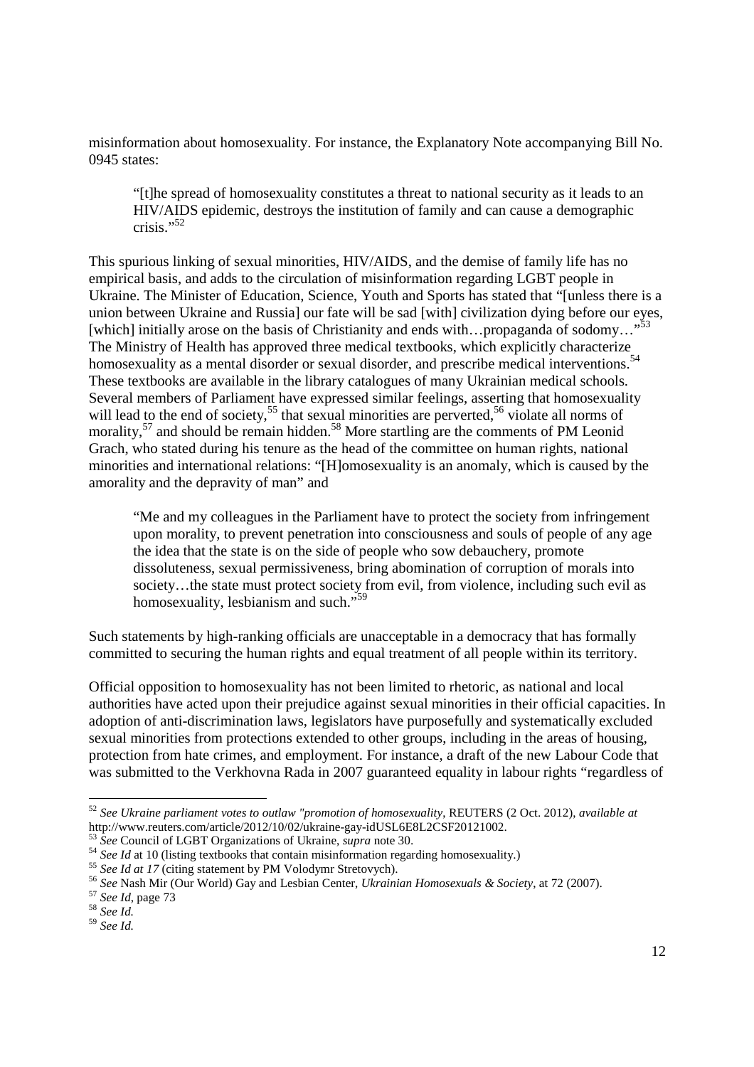misinformation about homosexuality. For instance, the Explanatory Note accompanying Bill No. 0945 states:

> "[t]he spread of homosexuality constitutes a threat to national security as it leads to an HIV/AIDS epidemic, destroys the institution of family and can cause a demographic crisis."[52]

This spurious linking of sexual minorities, HIV/AIDS, and the demise of family life has no empirical basis, and adds to the circulation of misinformation regarding LGBT people in Ukraine. The Minister of Education, Science, Youth and Sports has stated that "[unless there is a union between Ukraine and Russia] our fate will be sad [with] civilization dying before our eyes, [which] initially arose on the basis of Christianity and ends with…propaganda of sodomy…"[53] The Ministry of Health has approved three medical textbooks, which explicitly characterize homosexuality as a mental disorder or sexual disorder, and prescribe medical interventions.[54] These textbooks are available in the library catalogues of many Ukrainian medical schools. Several members of Parliament have expressed similar feelings, asserting that homosexuality will lead to the end of society,[55] that sexual minorities are perverted,[56] violate all norms of morality,[57] and should be remain hidden.[58] More startling are the comments of PM Leonid Grach, who stated during his tenure as the head of the committee on human rights, national minorities and international relations: "[H]omosexuality is an anomaly, which is caused by the amorality and the depravity of man" and

> "Me and my colleagues in the Parliament have to protect the society from infringement upon morality, to prevent penetration into consciousness and souls of people of any age the idea that the state is on the side of people who sow debauchery, promote dissoluteness, sexual permissiveness, bring abomination of corruption of morals into society…the state must protect society from evil, from violence, including such evil as homosexuality, lesbianism and such."[59]

Such statements by high-ranking officials are unacceptable in a democracy that has formally committed to securing the human rights and equal treatment of all people within its territory.

Official opposition to homosexuality has not been limited to rhetoric, as national and local authorities have acted upon their prejudice against sexual minorities in their official capacities. In adoption of anti-discrimination laws, legislators have purposefully and systematically excluded sexual minorities from protections extended to other groups, including in the areas of housing, protection from hate crimes, and employment. For instance, a draft of the new Labour Code that was submitted to the Verkhovna Rada in 2007 guaranteed equality in labour rights "regardless of

---

[52] *See Ukraine parliament votes to outlaw "promotion of homosexuality*, REUTERS (2 Oct. 2012), *available at* http://www.reuters.com/article/2012/10/02/ukraine-gay-idUSL6E8L2CSF20121002.

[53] *See* Council of LGBT Organizations of Ukraine, *supra* note 30.

[54] *See Id* at 10 (listing textbooks that contain misinformation regarding homosexuality.)

[55] *See Id at 17* (citing statement by PM Volodymr Stretovych).

[56] *See* Nash Mir (Our World) Gay and Lesbian Center, *Ukrainian Homosexuals & Society*, at 72 (2007).

[57] *See Id*, page 73

[58] *See Id.*

[59] *See Id.*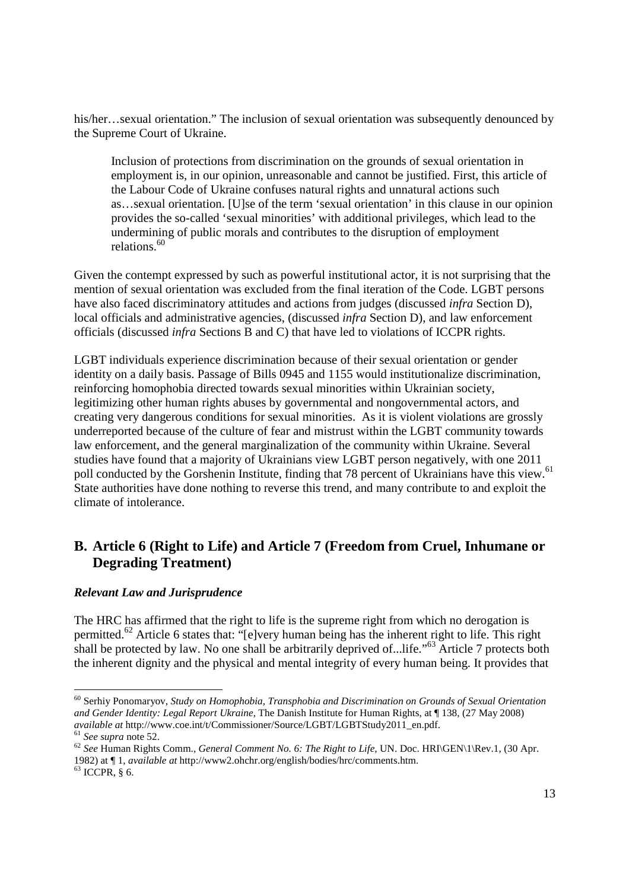his/her…sexual orientation." The inclusion of sexual orientation was subsequently denounced by the Supreme Court of Ukraine.

> Inclusion of protections from discrimination on the grounds of sexual orientation in employment is, in our opinion, unreasonable and cannot be justified. First, this article of the Labour Code of Ukraine confuses natural rights and unnatural actions such as…sexual orientation. [U]se of the term 'sexual orientation' in this clause in our opinion provides the so-called 'sexual minorities' with additional privileges, which lead to the undermining of public morals and contributes to the disruption of employment relations.[60]

Given the contempt expressed by such as powerful institutional actor, it is not surprising that the mention of sexual orientation was excluded from the final iteration of the Code. LGBT persons have also faced discriminatory attitudes and actions from judges (discussed *infra* Section D), local officials and administrative agencies, (discussed *infra* Section D), and law enforcement officials (discussed *infra* Sections B and C) that have led to violations of ICCPR rights.

LGBT individuals experience discrimination because of their sexual orientation or gender identity on a daily basis. Passage of Bills 0945 and 1155 would institutionalize discrimination, reinforcing homophobia directed towards sexual minorities within Ukrainian society, legitimizing other human rights abuses by governmental and nongovernmental actors, and creating very dangerous conditions for sexual minorities. As it is violent violations are grossly underreported because of the culture of fear and mistrust within the LGBT community towards law enforcement, and the general marginalization of the community within Ukraine. Several studies have found that a majority of Ukrainians view LGBT person negatively, with one 2011 poll conducted by the Gorshenin Institute, finding that 78 percent of Ukrainians have this view.[61] State authorities have done nothing to reverse this trend, and many contribute to and exploit the climate of intolerance.

## B. Article 6 (Right to Life) and Article 7 (Freedom from Cruel, Inhumane or Degrading Treatment)

### *Relevant Law and Jurisprudence*

The HRC has affirmed that the right to life is the supreme right from which no derogation is permitted.[62] Article 6 states that: "[e]very human being has the inherent right to life. This right shall be protected by law. No one shall be arbitrarily deprived of...life."[63] Article 7 protects both the inherent dignity and the physical and mental integrity of every human being. It provides that

---

[60] Serhiy Ponomaryov, *Study on Homophobia, Transphobia and Discrimination on Grounds of Sexual Orientation and Gender Identity: Legal Report Ukraine,* The Danish Institute for Human Rights, at ¶ 138, (27 May 2008) *available at* http://www.coe.int/t/Commissioner/Source/LGBT/LGBTStudy2011_en.pdf.

[61] *See supra* note 52.

[62] *See* Human Rights Comm., *General Comment No. 6: The Right to Life*, UN. Doc. HRI\GEN\1\Rev.1, (30 Apr. 1982) at ¶ 1, *available at* http://www2.ohchr.org/english/bodies/hrc/comments.htm.

[63] ICCPR, § 6.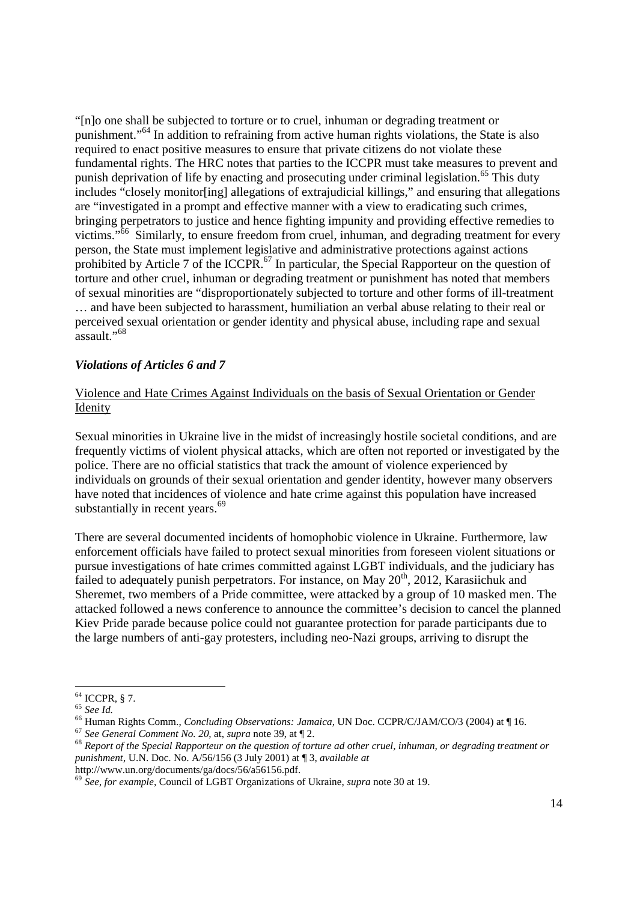"[n]o one shall be subjected to torture or to cruel, inhuman or degrading treatment or punishment."[64] In addition to refraining from active human rights violations, the State is also required to enact positive measures to ensure that private citizens do not violate these fundamental rights. The HRC notes that parties to the ICCPR must take measures to prevent and punish deprivation of life by enacting and prosecuting under criminal legislation.[65] This duty includes "closely monitor[ing] allegations of extrajudicial killings," and ensuring that allegations are "investigated in a prompt and effective manner with a view to eradicating such crimes, bringing perpetrators to justice and hence fighting impunity and providing effective remedies to victims."[66] Similarly, to ensure freedom from cruel, inhuman, and degrading treatment for every person, the State must implement legislative and administrative protections against actions prohibited by Article 7 of the ICCPR.[67] In particular, the Special Rapporteur on the question of torture and other cruel, inhuman or degrading treatment or punishment has noted that members of sexual minorities are "disproportionately subjected to torture and other forms of ill-treatment … and have been subjected to harassment, humiliation an verbal abuse relating to their real or perceived sexual orientation or gender identity and physical abuse, including rape and sexual assault."[68]

### *Violations of Articles 6 and 7*

<u>Violence and Hate Crimes Against Individuals on the basis of Sexual Orientation or Gender Idenity</u>

Sexual minorities in Ukraine live in the midst of increasingly hostile societal conditions, and are frequently victims of violent physical attacks, which are often not reported or investigated by the police. There are no official statistics that track the amount of violence experienced by individuals on grounds of their sexual orientation and gender identity, however many observers have noted that incidences of violence and hate crime against this population have increased substantially in recent years.[69]

There are several documented incidents of homophobic violence in Ukraine. Furthermore, law enforcement officials have failed to protect sexual minorities from foreseen violent situations or pursue investigations of hate crimes committed against LGBT individuals, and the judiciary has failed to adequately punish perpetrators. For instance, on May 20th, 2012, Karasiichuk and Sheremet, two members of a Pride committee, were attacked by a group of 10 masked men. The attacked followed a news conference to announce the committee's decision to cancel the planned Kiev Pride parade because police could not guarantee protection for parade participants due to the large numbers of anti-gay protesters, including neo-Nazi groups, arriving to disrupt the

---

[64] ICCPR, § 7.

[65] *See Id.*

[66] Human Rights Comm., *Concluding Observations: Jamaica*, UN Doc. CCPR/C/JAM/CO/3 (2004) at ¶ 16.

[67] *See General Comment No. 20*, at, *supra* note 39, at ¶ 2.

[68] *Report of the Special Rapporteur on the question of torture ad other cruel, inhuman, or degrading treatment or punishment*, U.N. Doc. No. A/56/156 (3 July 2001) at ¶ 3, *available at* http://www.un.org/documents/ga/docs/56/a56156.pdf.

[69] *See, for example,* Council of LGBT Organizations of Ukraine, *supra* note 30 at 19.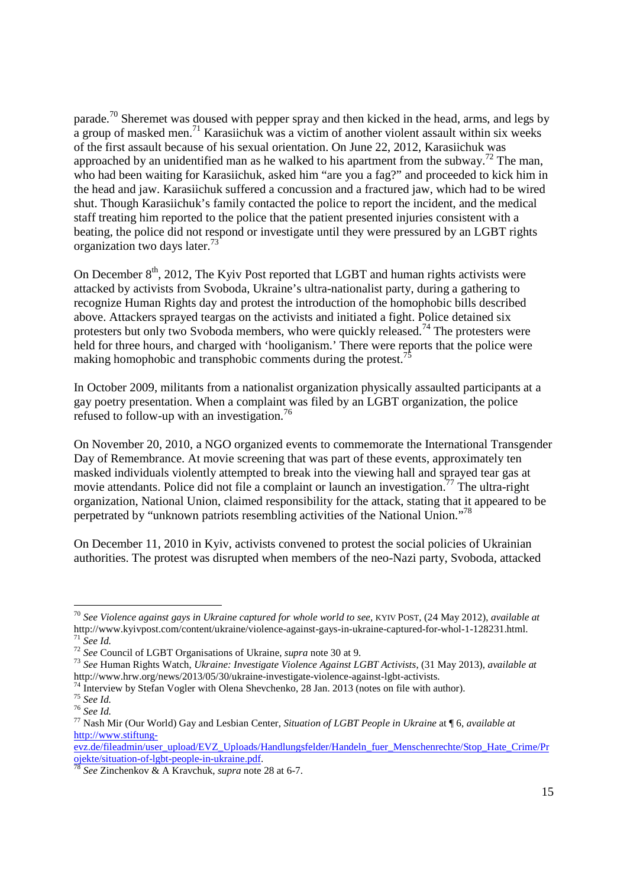parade.[70] Sheremet was doused with pepper spray and then kicked in the head, arms, and legs by a group of masked men.[71] Karasiichuk was a victim of another violent assault within six weeks of the first assault because of his sexual orientation. On June 22, 2012, Karasiichuk was approached by an unidentified man as he walked to his apartment from the subway.[72] The man, who had been waiting for Karasiichuk, asked him "are you a fag?" and proceeded to kick him in the head and jaw. Karasiichuk suffered a concussion and a fractured jaw, which had to be wired shut. Though Karasiichuk's family contacted the police to report the incident, and the medical staff treating him reported to the police that the patient presented injuries consistent with a beating, the police did not respond or investigate until they were pressured by an LGBT rights organization two days later.[73]

On December 8th, 2012, The Kyiv Post reported that LGBT and human rights activists were attacked by activists from Svoboda, Ukraine's ultra-nationalist party, during a gathering to recognize Human Rights day and protest the introduction of the homophobic bills described above. Attackers sprayed teargas on the activists and initiated a fight. Police detained six protesters but only two Svoboda members, who were quickly released.[74] The protesters were held for three hours, and charged with 'hooliganism.' There were reports that the police were making homophobic and transphobic comments during the protest.[75]

In October 2009, militants from a nationalist organization physically assaulted participants at a gay poetry presentation. When a complaint was filed by an LGBT organization, the police refused to follow-up with an investigation.[76]

On November 20, 2010, a NGO organized events to commemorate the International Transgender Day of Remembrance. At movie screening that was part of these events, approximately ten masked individuals violently attempted to break into the viewing hall and sprayed tear gas at movie attendants. Police did not file a complaint or launch an investigation.[77] The ultra-right organization, National Union, claimed responsibility for the attack, stating that it appeared to be perpetrated by "unknown patriots resembling activities of the National Union."[78]

On December 11, 2010 in Kyiv, activists convened to protest the social policies of Ukrainian authorities. The protest was disrupted when members of the neo-Nazi party, Svoboda, attacked

---

[70] *See Violence against gays in Ukraine captured for whole world to see*, KYIV POST, (24 May 2012), *available at* http://www.kyivpost.com/content/ukraine/violence-against-gays-in-ukraine-captured-for-whol-1-128231.html.
[71] *See Id.*
[72] *See* Council of LGBT Organisations of Ukraine, *supra* note 30 at 9.
[73] *See* Human Rights Watch, *Ukraine: Investigate Violence Against LGBT Activists*, (31 May 2013), *available at* http://www.hrw.org/news/2013/05/30/ukraine-investigate-violence-against-lgbt-activists.
[74] Interview by Stefan Vogler with Olena Shevchenko, 28 Jan. 2013 (notes on file with author).
[75] *See Id.*
[76] *See Id.*
[77] Nash Mir (Our World) Gay and Lesbian Center, *Situation of LGBT People in Ukraine* at ¶ 6, *available at* http://www.stiftung-evz.de/fileadmin/user_upload/EVZ_Uploads/Handlungsfelder/Handeln_fuer_Menschenrechte/Stop_Hate_Crime/Projekte/situation-of-lgbt-people-in-ukraine.pdf.
[78] *See* Zinchenkov & A Kravchuk, *supra* note 28 at 6-7.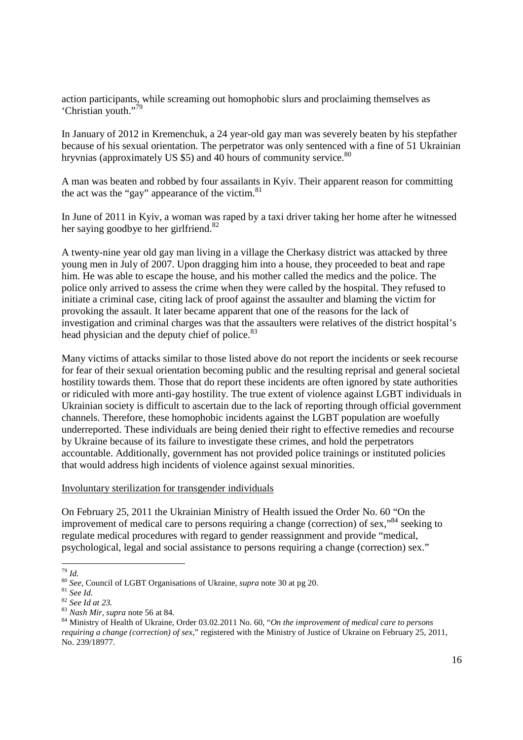action participants, while screaming out homophobic slurs and proclaiming themselves as 'Christian youth."[79]

In January of 2012 in Kremenchuk, a 24 year-old gay man was severely beaten by his stepfather because of his sexual orientation. The perpetrator was only sentenced with a fine of 51 Ukrainian hryvnias (approximately US $5) and 40 hours of community service.[80]

A man was beaten and robbed by four assailants in Kyiv. Their apparent reason for committing the act was the "gay" appearance of the victim.[81]

In June of 2011 in Kyiv, a woman was raped by a taxi driver taking her home after he witnessed her saying goodbye to her girlfriend.[82]

A twenty-nine year old gay man living in a village the Cherkasy district was attacked by three young men in July of 2007. Upon dragging him into a house, they proceeded to beat and rape him. He was able to escape the house, and his mother called the medics and the police. The police only arrived to assess the crime when they were called by the hospital. They refused to initiate a criminal case, citing lack of proof against the assaulter and blaming the victim for provoking the assault. It later became apparent that one of the reasons for the lack of investigation and criminal charges was that the assaulters were relatives of the district hospital's head physician and the deputy chief of police.[83]

Many victims of attacks similar to those listed above do not report the incidents or seek recourse for fear of their sexual orientation becoming public and the resulting reprisal and general societal hostility towards them. Those that do report these incidents are often ignored by state authorities or ridiculed with more anti-gay hostility. The true extent of violence against LGBT individuals in Ukrainian society is difficult to ascertain due to the lack of reporting through official government channels. Therefore, these homophobic incidents against the LGBT population are woefully underreported. These individuals are being denied their right to effective remedies and recourse by Ukraine because of its failure to investigate these crimes, and hold the perpetrators accountable. Additionally, government has not provided police trainings or instituted policies that would address high incidents of violence against sexual minorities.

Involuntary sterilization for transgender individuals

On February 25, 2011 the Ukrainian Ministry of Health issued the Order No. 60 "On the improvement of medical care to persons requiring a change (correction) of sex,"[84] seeking to regulate medical procedures with regard to gender reassignment and provide "medical, psychological, legal and social assistance to persons requiring a change (correction) sex."

---

[79] *Id.*

[80] *See*, Council of LGBT Organisations of Ukraine, *supra* note 30 at pg 20.

[81] *See Id.*

[82] *See Id at 23.*

[83] *Nash Mir*, *supra* note 56 at 84.

[84] Ministry of Health of Ukraine, Order 03.02.2011 No. 60, "*On the improvement of medical care to persons requiring a change (correction) of sex*," registered with the Ministry of Justice of Ukraine on February 25, 2011, No. 239/18977.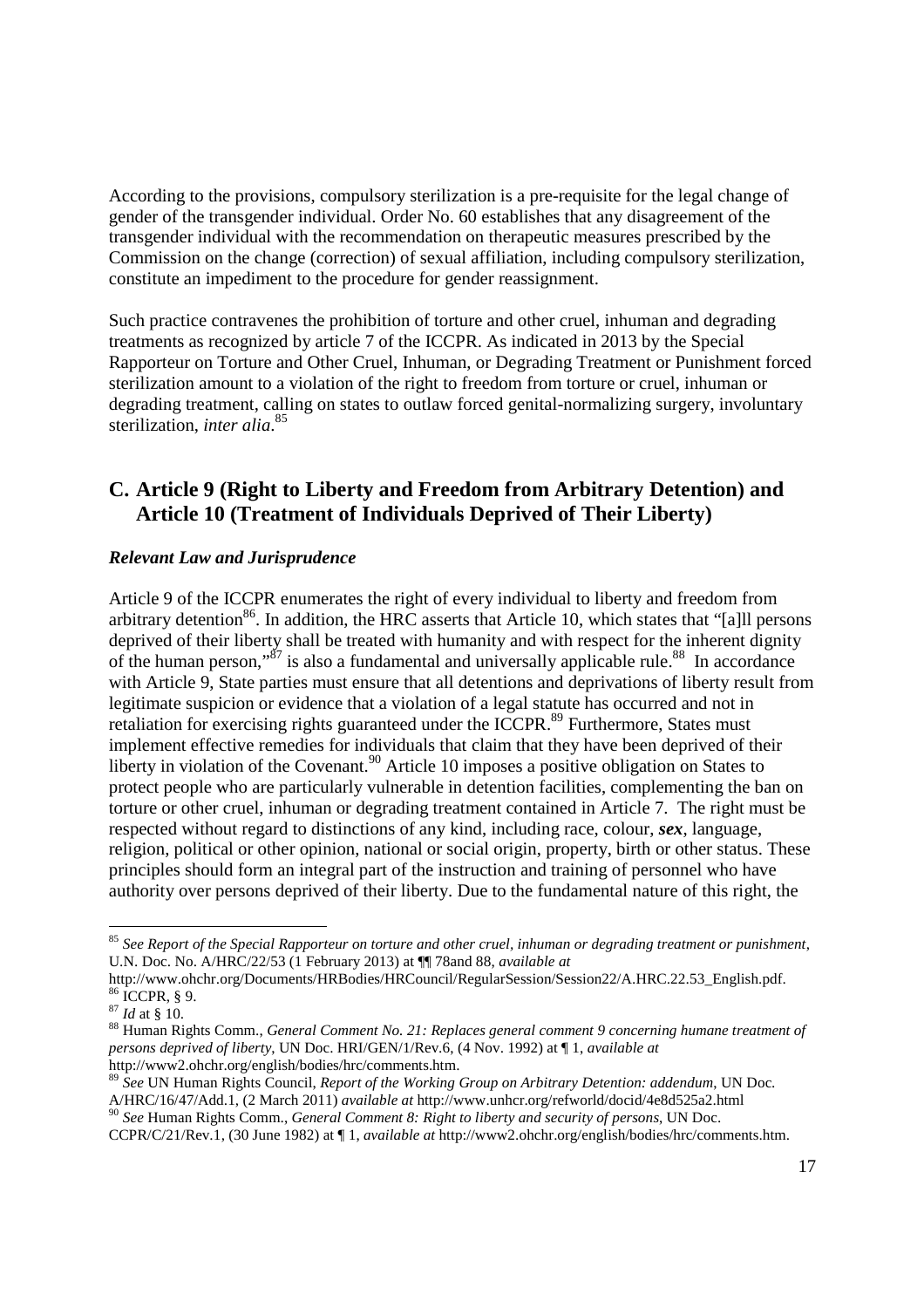According to the provisions, compulsory sterilization is a pre-requisite for the legal change of gender of the transgender individual. Order No. 60 establishes that any disagreement of the transgender individual with the recommendation on therapeutic measures prescribed by the Commission on the change (correction) of sexual affiliation, including compulsory sterilization, constitute an impediment to the procedure for gender reassignment.

Such practice contravenes the prohibition of torture and other cruel, inhuman and degrading treatments as recognized by article 7 of the ICCPR. As indicated in 2013 by the Special Rapporteur on Torture and Other Cruel, Inhuman, or Degrading Treatment or Punishment forced sterilization amount to a violation of the right to freedom from torture or cruel, inhuman or degrading treatment, calling on states to outlaw forced genital-normalizing surgery, involuntary sterilization, *inter alia*.[85]

## C. Article 9 (Right to Liberty and Freedom from Arbitrary Detention) and Article 10 (Treatment of Individuals Deprived of Their Liberty)

### *Relevant Law and Jurisprudence*

Article 9 of the ICCPR enumerates the right of every individual to liberty and freedom from arbitrary detention[86]. In addition, the HRC asserts that Article 10, which states that "[a]ll persons deprived of their liberty shall be treated with humanity and with respect for the inherent dignity of the human person,"[87] is also a fundamental and universally applicable rule.[88] In accordance with Article 9, State parties must ensure that all detentions and deprivations of liberty result from legitimate suspicion or evidence that a violation of a legal statute has occurred and not in retaliation for exercising rights guaranteed under the ICCPR.[89] Furthermore, States must implement effective remedies for individuals that claim that they have been deprived of their liberty in violation of the Covenant.[90] Article 10 imposes a positive obligation on States to protect people who are particularly vulnerable in detention facilities, complementing the ban on torture or other cruel, inhuman or degrading treatment contained in Article 7. The right must be respected without regard to distinctions of any kind, including race, colour, ***sex***, language, religion, political or other opinion, national or social origin, property, birth or other status. These principles should form an integral part of the instruction and training of personnel who have authority over persons deprived of their liberty. Due to the fundamental nature of this right, the

---

[85] *See Report of the Special Rapporteur on torture and other cruel, inhuman or degrading treatment or punishment*, U.N. Doc. No. A/HRC/22/53 (1 February 2013) at ¶¶ 78and 88, *available at* http://www.ohchr.org/Documents/HRBodies/HRCouncil/RegularSession/Session22/A.HRC.22.53_English.pdf.

[86] ICCPR, § 9.

[87] *Id* at § 10.

[88] Human Rights Comm., *General Comment No. 21: Replaces general comment 9 concerning humane treatment of persons deprived of liberty*, UN Doc. HRI/GEN/1/Rev.6, (4 Nov. 1992) at ¶ 1, *available at* http://www2.ohchr.org/english/bodies/hrc/comments.htm.

[89] *See* UN Human Rights Council, *Report of the Working Group on Arbitrary Detention: addendum*, UN Doc. A/HRC/16/47/Add.1, (2 March 2011) *available at* http://www.unhcr.org/refworld/docid/4e8d525a2.html

[90] *See* Human Rights Comm., *General Comment 8: Right to liberty and security of persons*, UN Doc. CCPR/C/21/Rev.1, (30 June 1982) at ¶ 1, *available at* http://www2.ohchr.org/english/bodies/hrc/comments.htm.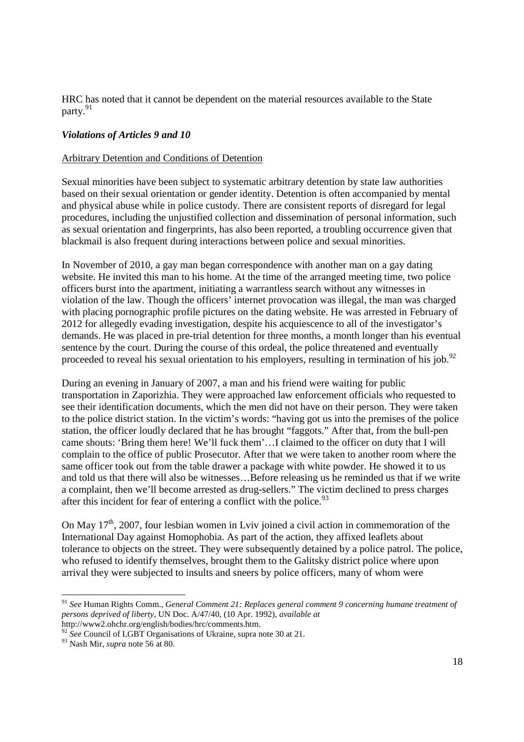HRC has noted that it cannot be dependent on the material resources available to the State party.[91]

### *Violations of Articles 9 and 10*

Arbitrary Detention and Conditions of Detention

Sexual minorities have been subject to systematic arbitrary detention by state law authorities based on their sexual orientation or gender identity. Detention is often accompanied by mental and physical abuse while in police custody. There are consistent reports of disregard for legal procedures, including the unjustified collection and dissemination of personal information, such as sexual orientation and fingerprints, has also been reported, a troubling occurrence given that blackmail is also frequent during interactions between police and sexual minorities.

In November of 2010, a gay man began correspondence with another man on a gay dating website. He invited this man to his home. At the time of the arranged meeting time, two police officers burst into the apartment, initiating a warrantless search without any witnesses in violation of the law. Though the officers' internet provocation was illegal, the man was charged with placing pornographic profile pictures on the dating website. He was arrested in February of 2012 for allegedly evading investigation, despite his acquiescence to all of the investigator's demands. He was placed in pre-trial detention for three months, a month longer than his eventual sentence by the court. During the course of this ordeal, the police threatened and eventually proceeded to reveal his sexual orientation to his employers, resulting in termination of his job.[92]

During an evening in January of 2007, a man and his friend were waiting for public transportation in Zaporizhia. They were approached law enforcement officials who requested to see their identification documents, which the men did not have on their person. They were taken to the police district station. In the victim's words: "having got us into the premises of the police station, the officer loudly declared that he has brought "faggots." After that, from the bull-pen came shouts: 'Bring them here! We'll fuck them'…I claimed to the officer on duty that I will complain to the office of public Prosecutor. After that we were taken to another room where the same officer took out from the table drawer a package with white powder. He showed it to us and told us that there will also be witnesses…Before releasing us he reminded us that if we write a complaint, then we'll become arrested as drug-sellers." The victim declined to press charges after this incident for fear of entering a conflict with the police.[93]

On May 17th, 2007, four lesbian women in Lviv joined a civil action in commemoration of the International Day against Homophobia. As part of the action, they affixed leaflets about tolerance to objects on the street. They were subsequently detained by a police patrol. The police, who refused to identify themselves, brought them to the Galitsky district police where upon arrival they were subjected to insults and sneers by police officers, many of whom were

---

[91] *See* Human Rights Comm., *General Comment 21: Replaces general comment 9 concerning humane treatment of persons deprived of liberty*, UN Doc. A/47/40, (10 Apr. 1992), *available at* http://www2.ohchr.org/english/bodies/hrc/comments.htm.

[92] *See* Council of LGBT Organisations of Ukraine, supra note 30 at 21.

[93] Nash Mir, *supra* note 56 at 80.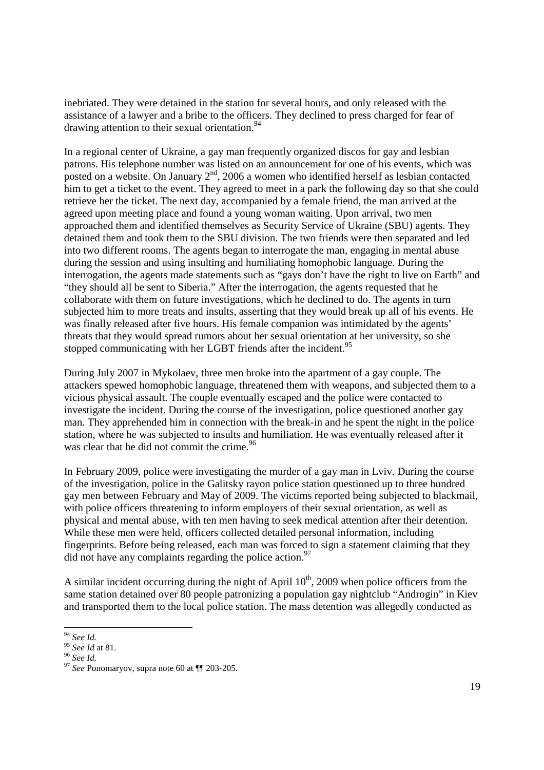inebriated. They were detained in the station for several hours, and only released with the assistance of a lawyer and a bribe to the officers. They declined to press charged for fear of drawing attention to their sexual orientation.[94]

In a regional center of Ukraine, a gay man frequently organized discos for gay and lesbian patrons. His telephone number was listed on an announcement for one of his events, which was posted on a website. On January 2nd, 2006 a women who identified herself as lesbian contacted him to get a ticket to the event. They agreed to meet in a park the following day so that she could retrieve her the ticket. The next day, accompanied by a female friend, the man arrived at the agreed upon meeting place and found a young woman waiting. Upon arrival, two men approached them and identified themselves as Security Service of Ukraine (SBU) agents. They detained them and took them to the SBU division. The two friends were then separated and led into two different rooms. The agents began to interrogate the man, engaging in mental abuse during the session and using insulting and humiliating homophobic language. During the interrogation, the agents made statements such as "gays don't have the right to live on Earth" and "they should all be sent to Siberia." After the interrogation, the agents requested that he collaborate with them on future investigations, which he declined to do. The agents in turn subjected him to more treats and insults, asserting that they would break up all of his events. He was finally released after five hours. His female companion was intimidated by the agents' threats that they would spread rumors about her sexual orientation at her university, so she stopped communicating with her LGBT friends after the incident.[95]

During July 2007 in Mykolaev, three men broke into the apartment of a gay couple. The attackers spewed homophobic language, threatened them with weapons, and subjected them to a vicious physical assault. The couple eventually escaped and the police were contacted to investigate the incident. During the course of the investigation, police questioned another gay man. They apprehended him in connection with the break-in and he spent the night in the police station, where he was subjected to insults and humiliation. He was eventually released after it was clear that he did not commit the crime.[96]

In February 2009, police were investigating the murder of a gay man in Lviv. During the course of the investigation, police in the Galitsky rayon police station questioned up to three hundred gay men between February and May of 2009. The victims reported being subjected to blackmail, with police officers threatening to inform employers of their sexual orientation, as well as physical and mental abuse, with ten men having to seek medical attention after their detention. While these men were held, officers collected detailed personal information, including fingerprints. Before being released, each man was forced to sign a statement claiming that they did not have any complaints regarding the police action.[97]

A similar incident occurring during the night of April 10th, 2009 when police officers from the same station detained over 80 people patronizing a population gay nightclub "Androgin" in Kiev and transported them to the local police station. The mass detention was allegedly conducted as

---

[94] *See Id.*
[95] *See Id* at 81.
[96] *See Id.*
[97] *See* Ponomaryov, supra note 60 at ¶¶ 203-205.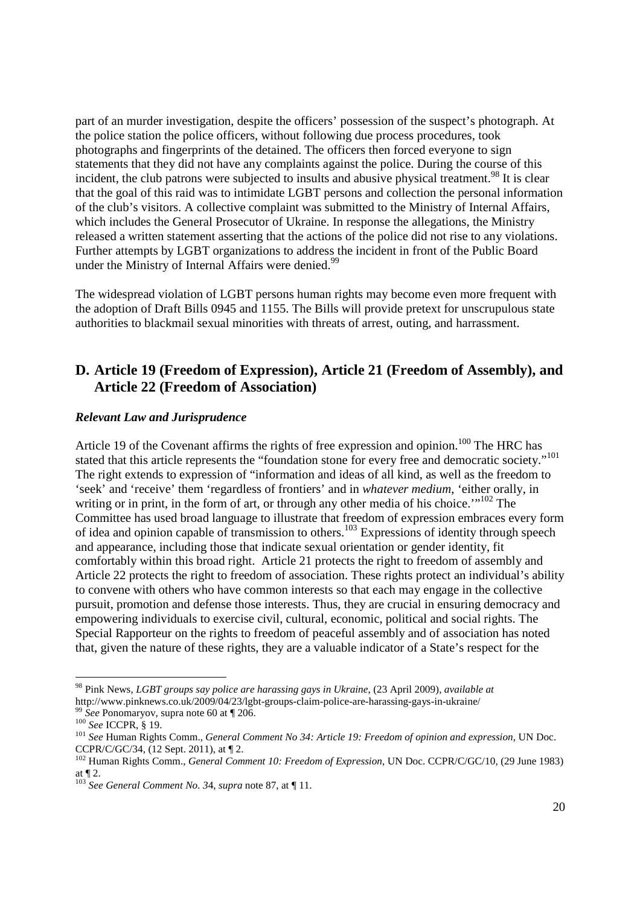part of an murder investigation, despite the officers' possession of the suspect's photograph. At the police station the police officers, without following due process procedures, took photographs and fingerprints of the detained. The officers then forced everyone to sign statements that they did not have any complaints against the police. During the course of this incident, the club patrons were subjected to insults and abusive physical treatment.[98] It is clear that the goal of this raid was to intimidate LGBT persons and collection the personal information of the club's visitors. A collective complaint was submitted to the Ministry of Internal Affairs, which includes the General Prosecutor of Ukraine. In response the allegations, the Ministry released a written statement asserting that the actions of the police did not rise to any violations. Further attempts by LGBT organizations to address the incident in front of the Public Board under the Ministry of Internal Affairs were denied.[99]

The widespread violation of LGBT persons human rights may become even more frequent with the adoption of Draft Bills 0945 and 1155. The Bills will provide pretext for unscrupulous state authorities to blackmail sexual minorities with threats of arrest, outing, and harrassment.

## D. Article 19 (Freedom of Expression), Article 21 (Freedom of Assembly), and Article 22 (Freedom of Association)

### *Relevant Law and Jurisprudence*

Article 19 of the Covenant affirms the rights of free expression and opinion.[100] The HRC has stated that this article represents the "foundation stone for every free and democratic society."[101] The right extends to expression of "information and ideas of all kind, as well as the freedom to 'seek' and 'receive' them 'regardless of frontiers' and in *whatever medium*, 'either orally, in writing or in print, in the form of art, or through any other media of his choice.'"[102] The Committee has used broad language to illustrate that freedom of expression embraces every form of idea and opinion capable of transmission to others.[103] Expressions of identity through speech and appearance, including those that indicate sexual orientation or gender identity, fit comfortably within this broad right. Article 21 protects the right to freedom of assembly and Article 22 protects the right to freedom of association. These rights protect an individual's ability to convene with others who have common interests so that each may engage in the collective pursuit, promotion and defense those interests. Thus, they are crucial in ensuring democracy and empowering individuals to exercise civil, cultural, economic, political and social rights. The Special Rapporteur on the rights to freedom of peaceful assembly and of association has noted that, given the nature of these rights, they are a valuable indicator of a State's respect for the

---

[98] Pink News, *LGBT groups say police are harassing gays in Ukraine,* (23 April 2009), *available at* http://www.pinknews.co.uk/2009/04/23/lgbt-groups-claim-police-are-harassing-gays-in-ukraine/

[99] *See* Ponomaryov, supra note 60 at ¶ 206.

[100] *See* ICCPR, § 19.

[101] *See* Human Rights Comm., *General Comment No 34: Article 19: Freedom of opinion and expression*, UN Doc. CCPR/C/GC/34, (12 Sept. 2011), at ¶ 2.

[102] Human Rights Comm., *General Comment 10: Freedom of Expression*, UN Doc. CCPR/C/GC/10, (29 June 1983) at ¶ 2.

[103] *See General Comment No. 34*, *supra* note 87, at ¶ 11.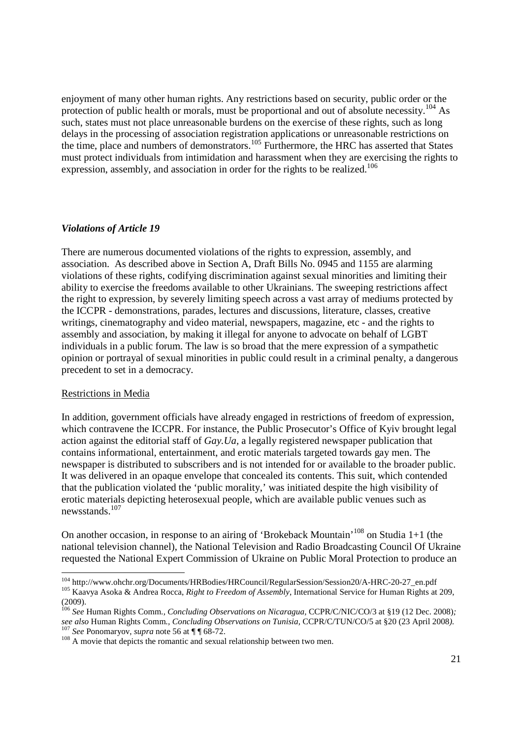enjoyment of many other human rights. Any restrictions based on security, public order or the protection of public health or morals, must be proportional and out of absolute necessity.[104] As such, states must not place unreasonable burdens on the exercise of these rights, such as long delays in the processing of association registration applications or unreasonable restrictions on the time, place and numbers of demonstrators.[105] Furthermore, the HRC has asserted that States must protect individuals from intimidation and harassment when they are exercising the rights to expression, assembly, and association in order for the rights to be realized.[106]

### *Violations of Article 19*

There are numerous documented violations of the rights to expression, assembly, and association. As described above in Section A, Draft Bills No. 0945 and 1155 are alarming violations of these rights, codifying discrimination against sexual minorities and limiting their ability to exercise the freedoms available to other Ukrainians. The sweeping restrictions affect the right to expression, by severely limiting speech across a vast array of mediums protected by the ICCPR - demonstrations, parades, lectures and discussions, literature, classes, creative writings, cinematography and video material, newspapers, magazine, etc - and the rights to assembly and association, by making it illegal for anyone to advocate on behalf of LGBT individuals in a public forum. The law is so broad that the mere expression of a sympathetic opinion or portrayal of sexual minorities in public could result in a criminal penalty, a dangerous precedent to set in a democracy.

Restrictions in Media

In addition, government officials have already engaged in restrictions of freedom of expression, which contravene the ICCPR. For instance, the Public Prosecutor's Office of Kyiv brought legal action against the editorial staff of *Gay.Ua*, a legally registered newspaper publication that contains informational, entertainment, and erotic materials targeted towards gay men. The newspaper is distributed to subscribers and is not intended for or available to the broader public. It was delivered in an opaque envelope that concealed its contents. This suit, which contended that the publication violated the 'public morality,' was initiated despite the high visibility of erotic materials depicting heterosexual people, which are available public venues such as newsstands.[107]

On another occasion, in response to an airing of 'Brokeback Mountain'[108] on Studia 1+1 (the national television channel), the National Television and Radio Broadcasting Council Of Ukraine requested the National Expert Commission of Ukraine on Public Moral Protection to produce an

---

[104] http://www.ohchr.org/Documents/HRBodies/HRCouncil/RegularSession/Session20/A-HRC-20-27_en.pdf

[105] Kaavya Asoka & Andrea Rocca, *Right to Freedom of Assembly*, International Service for Human Rights at 209, (2009).

[106] *See* Human Rights Comm., *Concluding Observations on Nicaragua*, CCPR/C/NIC/CO/3 at §19 (12 Dec. 2008); *see also* Human Rights Comm., *Concluding Observations on Tunisia*, CCPR/C/TUN/CO/5 at §20 (23 April 2008).

[107] *See* Ponomaryov, *supra* note 56 at ¶ ¶ 68-72.

[108] A movie that depicts the romantic and sexual relationship between two men.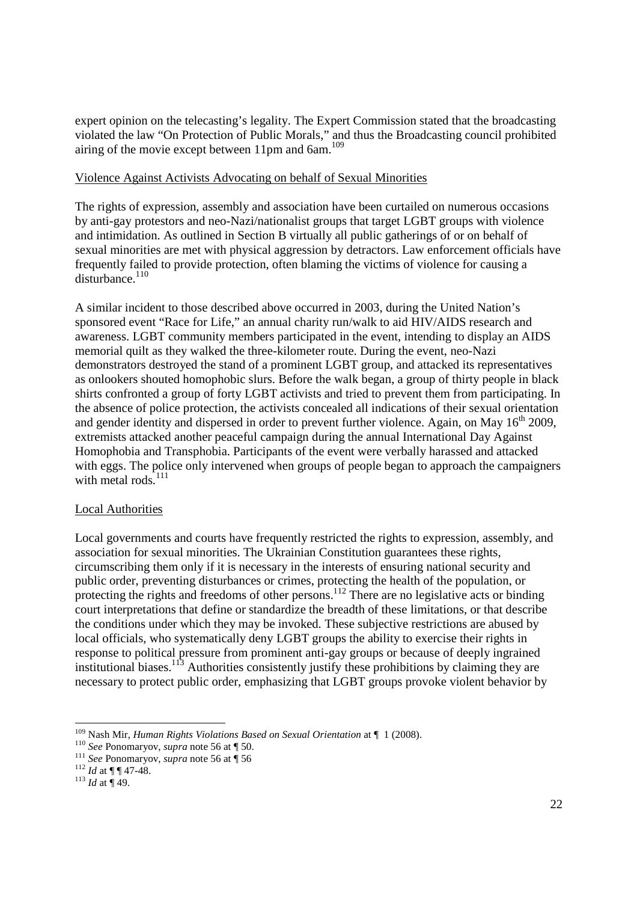expert opinion on the telecasting's legality. The Expert Commission stated that the broadcasting violated the law "On Protection of Public Morals," and thus the Broadcasting council prohibited airing of the movie except between 11pm and 6am.[109]

Violence Against Activists Advocating on behalf of Sexual Minorities

The rights of expression, assembly and association have been curtailed on numerous occasions by anti-gay protestors and neo-Nazi/nationalist groups that target LGBT groups with violence and intimidation. As outlined in Section B virtually all public gatherings of or on behalf of sexual minorities are met with physical aggression by detractors. Law enforcement officials have frequently failed to provide protection, often blaming the victims of violence for causing a disturbance.[110]

A similar incident to those described above occurred in 2003, during the United Nation's sponsored event "Race for Life," an annual charity run/walk to aid HIV/AIDS research and awareness. LGBT community members participated in the event, intending to display an AIDS memorial quilt as they walked the three-kilometer route. During the event, neo-Nazi demonstrators destroyed the stand of a prominent LGBT group, and attacked its representatives as onlookers shouted homophobic slurs. Before the walk began, a group of thirty people in black shirts confronted a group of forty LGBT activists and tried to prevent them from participating. In the absence of police protection, the activists concealed all indications of their sexual orientation and gender identity and dispersed in order to prevent further violence. Again, on May 16th 2009, extremists attacked another peaceful campaign during the annual International Day Against Homophobia and Transphobia. Participants of the event were verbally harassed and attacked with eggs. The police only intervened when groups of people began to approach the campaigners with metal rods.[111]

Local Authorities

Local governments and courts have frequently restricted the rights to expression, assembly, and association for sexual minorities. The Ukrainian Constitution guarantees these rights, circumscribing them only if it is necessary in the interests of ensuring national security and public order, preventing disturbances or crimes, protecting the health of the population, or protecting the rights and freedoms of other persons.[112] There are no legislative acts or binding court interpretations that define or standardize the breadth of these limitations, or that describe the conditions under which they may be invoked. These subjective restrictions are abused by local officials, who systematically deny LGBT groups the ability to exercise their rights in response to political pressure from prominent anti-gay groups or because of deeply ingrained institutional biases.[113] Authorities consistently justify these prohibitions by claiming they are necessary to protect public order, emphasizing that LGBT groups provoke violent behavior by

---

[109] Nash Mir, *Human Rights Violations Based on Sexual Orientation* at ¶ 1 (2008).

[110] *See* Ponomaryov, *supra* note 56 at ¶ 50.

[111] *See* Ponomaryov, *supra* note 56 at ¶ 56

[112] *Id* at ¶ ¶ 47-48.

[113] *Id* at ¶ 49.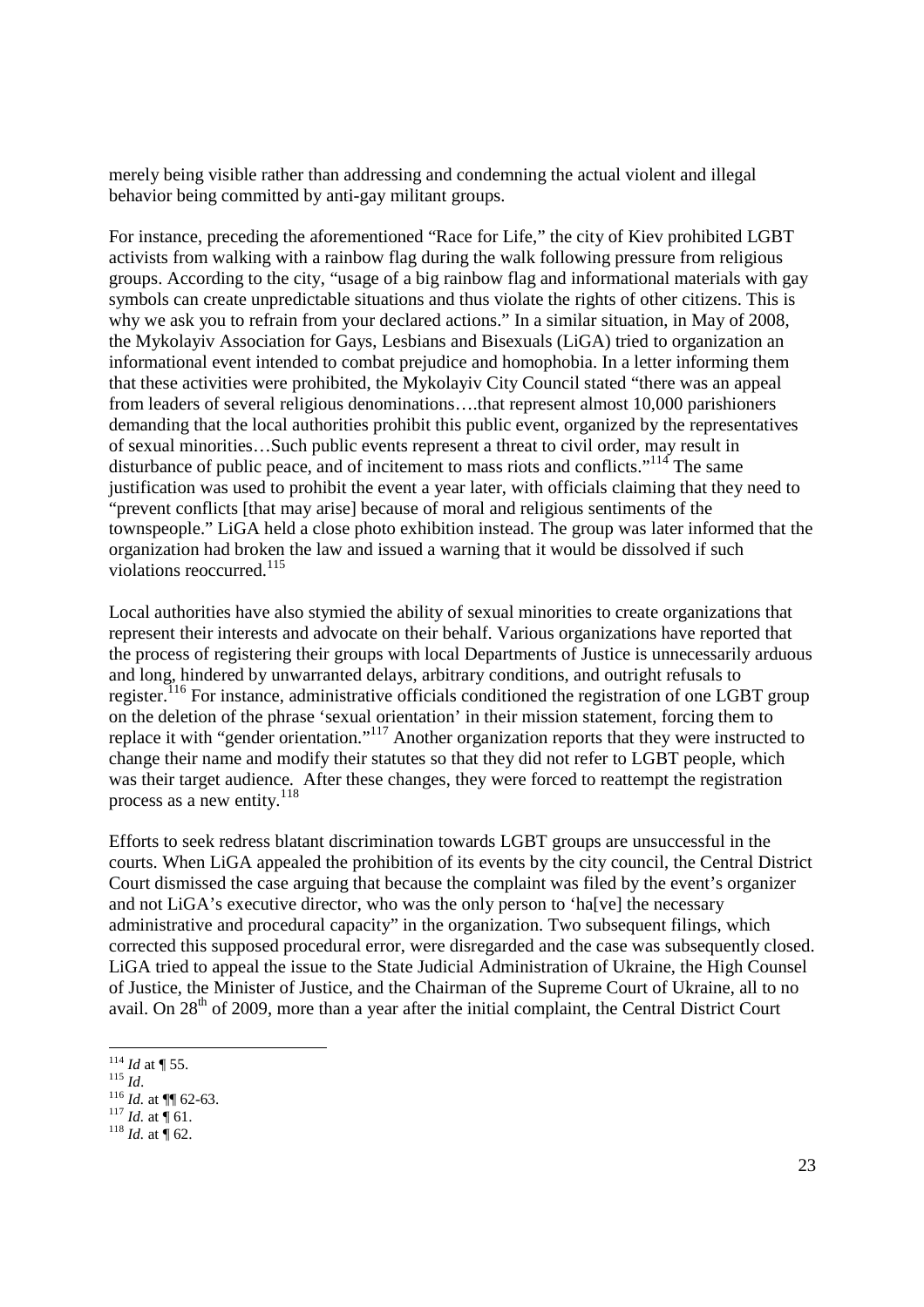merely being visible rather than addressing and condemning the actual violent and illegal behavior being committed by anti-gay militant groups.

For instance, preceding the aforementioned "Race for Life," the city of Kiev prohibited LGBT activists from walking with a rainbow flag during the walk following pressure from religious groups. According to the city, "usage of a big rainbow flag and informational materials with gay symbols can create unpredictable situations and thus violate the rights of other citizens. This is why we ask you to refrain from your declared actions." In a similar situation, in May of 2008, the Mykolayiv Association for Gays, Lesbians and Bisexuals (LiGA) tried to organization an informational event intended to combat prejudice and homophobia. In a letter informing them that these activities were prohibited, the Mykolayiv City Council stated "there was an appeal from leaders of several religious denominations….that represent almost 10,000 parishioners demanding that the local authorities prohibit this public event, organized by the representatives of sexual minorities…Such public events represent a threat to civil order, may result in disturbance of public peace, and of incitement to mass riots and conflicts."[114] The same justification was used to prohibit the event a year later, with officials claiming that they need to "prevent conflicts [that may arise] because of moral and religious sentiments of the townspeople." LiGA held a close photo exhibition instead. The group was later informed that the organization had broken the law and issued a warning that it would be dissolved if such violations reoccurred.[115]

Local authorities have also stymied the ability of sexual minorities to create organizations that represent their interests and advocate on their behalf. Various organizations have reported that the process of registering their groups with local Departments of Justice is unnecessarily arduous and long, hindered by unwarranted delays, arbitrary conditions, and outright refusals to register.[116] For instance, administrative officials conditioned the registration of one LGBT group on the deletion of the phrase 'sexual orientation' in their mission statement, forcing them to replace it with "gender orientation."[117] Another organization reports that they were instructed to change their name and modify their statutes so that they did not refer to LGBT people, which was their target audience. After these changes, they were forced to reattempt the registration process as a new entity.[118]

Efforts to seek redress blatant discrimination towards LGBT groups are unsuccessful in the courts. When LiGA appealed the prohibition of its events by the city council, the Central District Court dismissed the case arguing that because the complaint was filed by the event's organizer and not LiGA's executive director, who was the only person to 'ha[ve] the necessary administrative and procedural capacity" in the organization. Two subsequent filings, which corrected this supposed procedural error, were disregarded and the case was subsequently closed. LiGA tried to appeal the issue to the State Judicial Administration of Ukraine, the High Counsel of Justice, the Minister of Justice, and the Chairman of the Supreme Court of Ukraine, all to no avail. On 28th of 2009, more than a year after the initial complaint, the Central District Court

---

[114] *Id* at ¶ 55.
[115] *Id*.
[116] *Id.* at ¶¶ 62-63.
[117] *Id.* at ¶ 61.
[118] *Id.* at ¶ 62.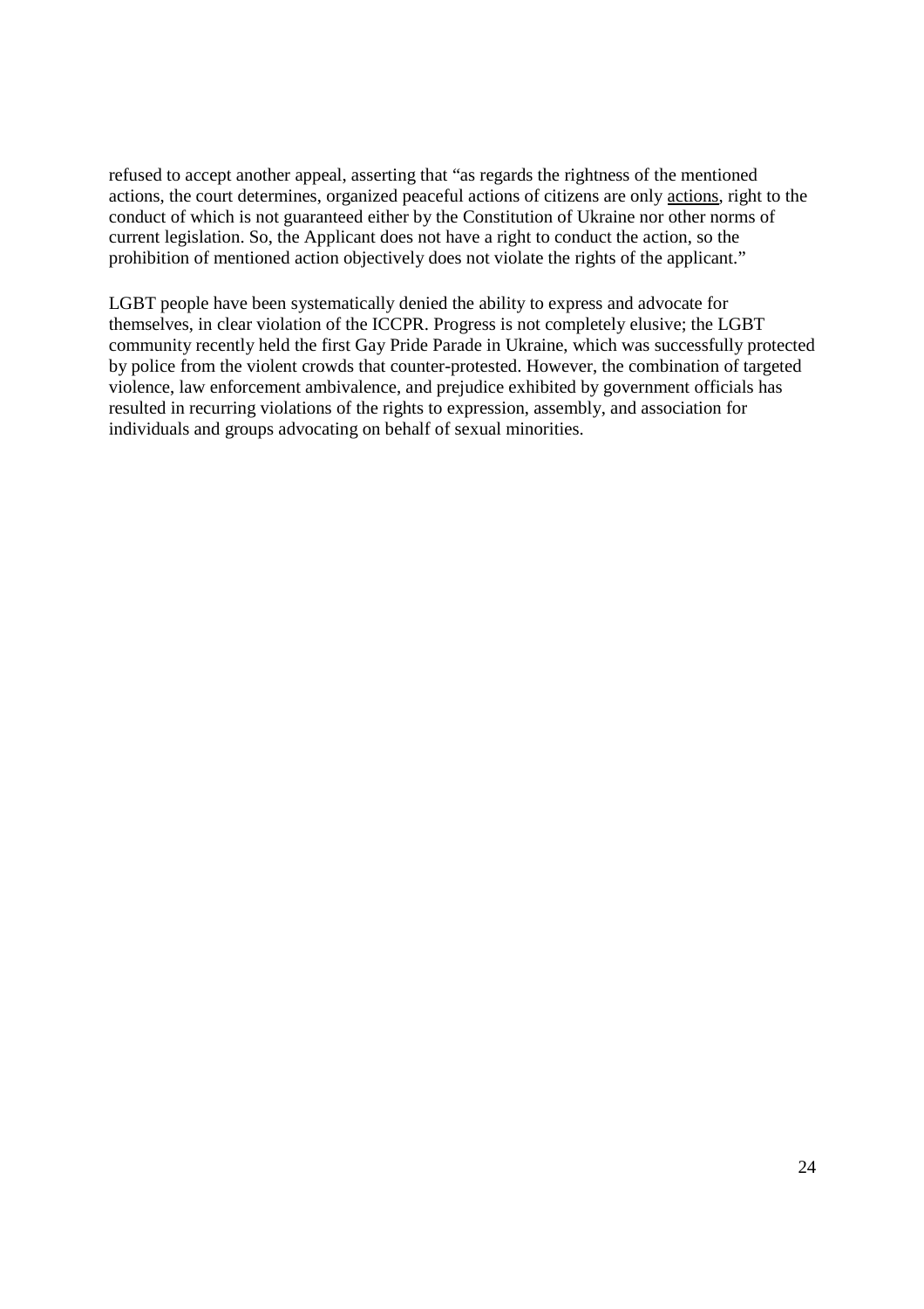refused to accept another appeal, asserting that "as regards the rightness of the mentioned actions, the court determines, organized peaceful actions of citizens are only <u>actions</u>, right to the conduct of which is not guaranteed either by the Constitution of Ukraine nor other norms of current legislation. So, the Applicant does not have a right to conduct the action, so the prohibition of mentioned action objectively does not violate the rights of the applicant."

LGBT people have been systematically denied the ability to express and advocate for themselves, in clear violation of the ICCPR. Progress is not completely elusive; the LGBT community recently held the first Gay Pride Parade in Ukraine, which was successfully protected by police from the violent crowds that counter-protested. However, the combination of targeted violence, law enforcement ambivalence, and prejudice exhibited by government officials has resulted in recurring violations of the rights to expression, assembly, and association for individuals and groups advocating on behalf of sexual minorities.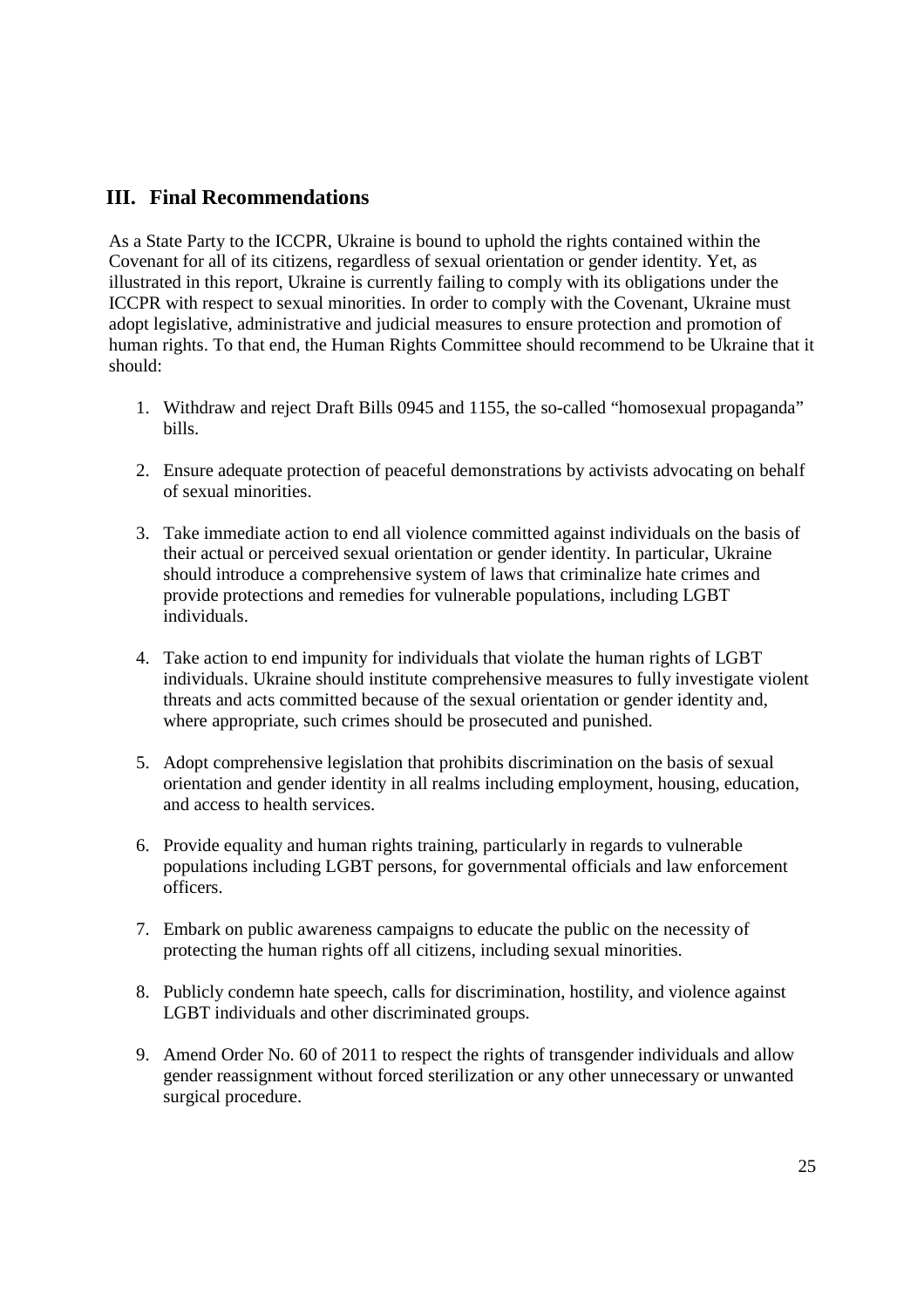## III. Final Recommendations

As a State Party to the ICCPR, Ukraine is bound to uphold the rights contained within the Covenant for all of its citizens, regardless of sexual orientation or gender identity. Yet, as illustrated in this report, Ukraine is currently failing to comply with its obligations under the ICCPR with respect to sexual minorities. In order to comply with the Covenant, Ukraine must adopt legislative, administrative and judicial measures to ensure protection and promotion of human rights. To that end, the Human Rights Committee should recommend to be Ukraine that it should:

1. Withdraw and reject Draft Bills 0945 and 1155, the so-called "homosexual propaganda" bills.

2. Ensure adequate protection of peaceful demonstrations by activists advocating on behalf of sexual minorities.

3. Take immediate action to end all violence committed against individuals on the basis of their actual or perceived sexual orientation or gender identity. In particular, Ukraine should introduce a comprehensive system of laws that criminalize hate crimes and provide protections and remedies for vulnerable populations, including LGBT individuals.

4. Take action to end impunity for individuals that violate the human rights of LGBT individuals. Ukraine should institute comprehensive measures to fully investigate violent threats and acts committed because of the sexual orientation or gender identity and, where appropriate, such crimes should be prosecuted and punished.

5. Adopt comprehensive legislation that prohibits discrimination on the basis of sexual orientation and gender identity in all realms including employment, housing, education, and access to health services.

6. Provide equality and human rights training, particularly in regards to vulnerable populations including LGBT persons, for governmental officials and law enforcement officers.

7. Embark on public awareness campaigns to educate the public on the necessity of protecting the human rights off all citizens, including sexual minorities.

8. Publicly condemn hate speech, calls for discrimination, hostility, and violence against LGBT individuals and other discriminated groups.

9. Amend Order No. 60 of 2011 to respect the rights of transgender individuals and allow gender reassignment without forced sterilization or any other unnecessary or unwanted surgical procedure.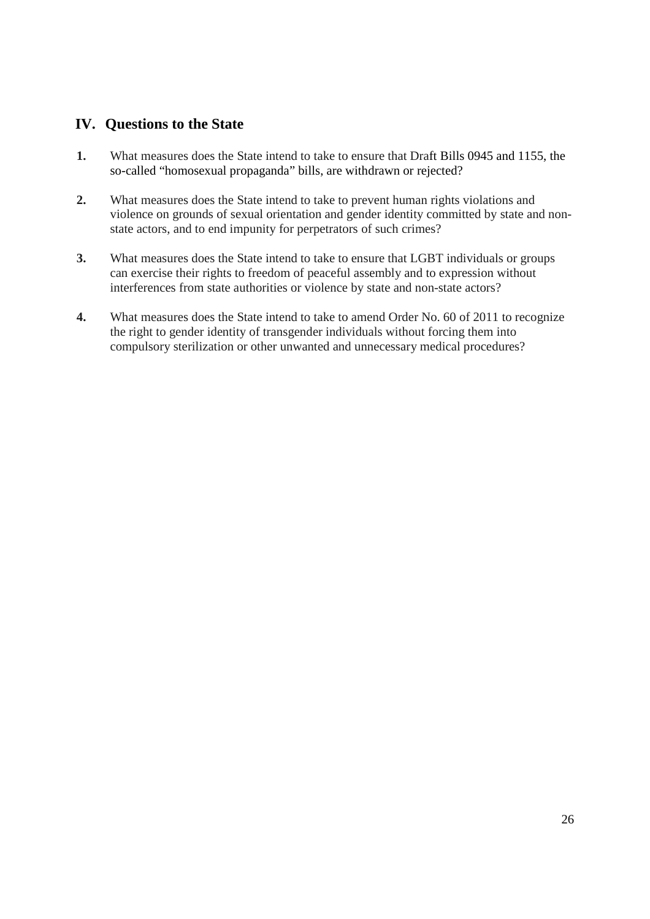## IV. Questions to the State

1. What measures does the State intend to take to ensure that Draft Bills 0945 and 1155, the so-called "homosexual propaganda" bills, are withdrawn or rejected?

2. What measures does the State intend to take to prevent human rights violations and violence on grounds of sexual orientation and gender identity committed by state and non-state actors, and to end impunity for perpetrators of such crimes?

3. What measures does the State intend to take to ensure that LGBT individuals or groups can exercise their rights to freedom of peaceful assembly and to expression without interferences from state authorities or violence by state and non-state actors?

4. What measures does the State intend to take to amend Order No. 60 of 2011 to recognize the right to gender identity of transgender individuals without forcing them into compulsory sterilization or other unwanted and unnecessary medical procedures?